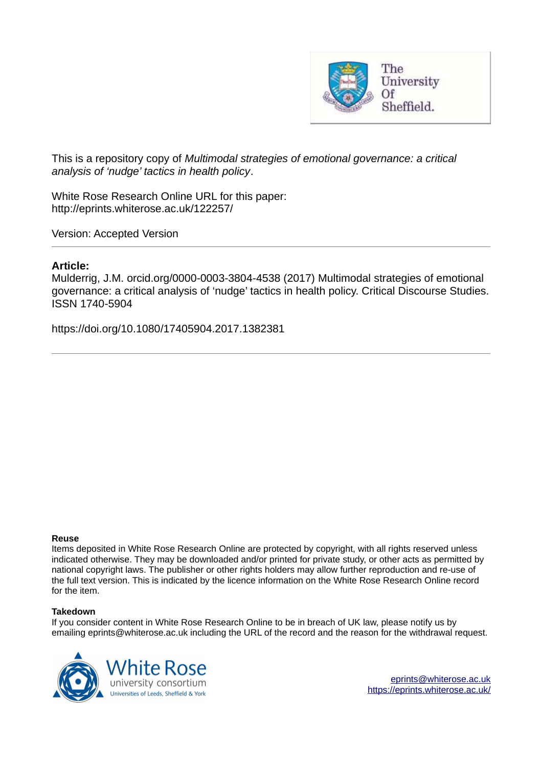This is a repository copy of *Multimodal strategies of emotional governance: a critical analysis of 'nudge' tactics in health policy*.

White Rose Research Online URL for this paper:
http://eprints.whiterose.ac.uk/122257/

Version: Accepted Version

---

**Article:**

Mulderrig, J.M. orcid.org/0000-0003-3804-4538 (2017) Multimodal strategies of emotional governance: a critical analysis of 'nudge' tactics in health policy. Critical Discourse Studies. ISSN 1740-5904

https://doi.org/10.1080/17405904.2017.1382381

---

**Reuse**

Items deposited in White Rose Research Online are protected by copyright, with all rights reserved unless indicated otherwise. They may be downloaded and/or printed for private study, or other acts as permitted by national copyright laws. The publisher or other rights holders may allow further reproduction and re-use of the full text version. This is indicated by the licence information on the White Rose Research Online record for the item.

**Takedown**

If you consider content in White Rose Research Online to be in breach of UK law, please notify us by emailing eprints@whiterose.ac.uk including the URL of the record and the reason for the withdrawal request.

eprints@whiterose.ac.uk
https://eprints.whiterose.ac.uk/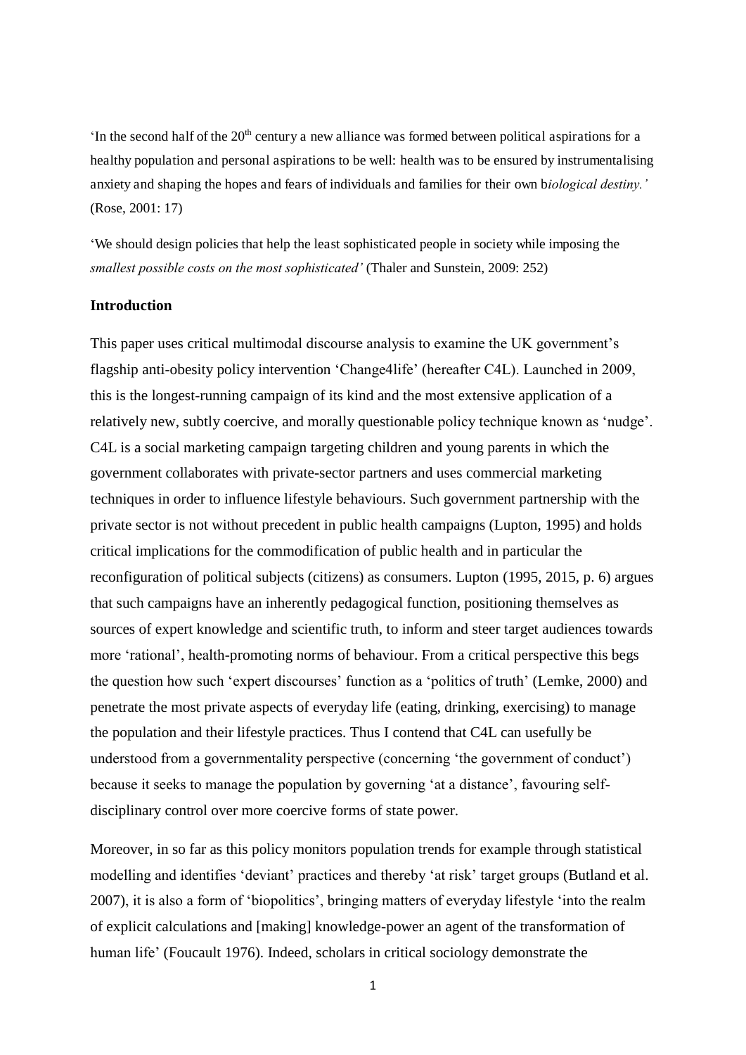'In the second half of the 20th century a new alliance was formed between political aspirations for a healthy population and personal aspirations to be well: health was to be ensured by instrumentalising anxiety and shaping the hopes and fears of individuals and families for their own b*iological destiny.'* (Rose, 2001: 17)

'We should design policies that help the least sophisticated people in society while imposing the *smallest possible costs on the most sophisticated'* (Thaler and Sunstein, 2009: 252)

### Introduction

This paper uses critical multimodal discourse analysis to examine the UK government's flagship anti-obesity policy intervention 'Change4life' (hereafter C4L). Launched in 2009, this is the longest-running campaign of its kind and the most extensive application of a relatively new, subtly coercive, and morally questionable policy technique known as 'nudge'. C4L is a social marketing campaign targeting children and young parents in which the government collaborates with private-sector partners and uses commercial marketing techniques in order to influence lifestyle behaviours. Such government partnership with the private sector is not without precedent in public health campaigns (Lupton, 1995) and holds critical implications for the commodification of public health and in particular the reconfiguration of political subjects (citizens) as consumers. Lupton (1995, 2015, p. 6) argues that such campaigns have an inherently pedagogical function, positioning themselves as sources of expert knowledge and scientific truth, to inform and steer target audiences towards more 'rational', health-promoting norms of behaviour. From a critical perspective this begs the question how such 'expert discourses' function as a 'politics of truth' (Lemke, 2000) and penetrate the most private aspects of everyday life (eating, drinking, exercising) to manage the population and their lifestyle practices. Thus I contend that C4L can usefully be understood from a governmentality perspective (concerning 'the government of conduct') because it seeks to manage the population by governing 'at a distance', favouring self-disciplinary control over more coercive forms of state power.

Moreover, in so far as this policy monitors population trends for example through statistical modelling and identifies 'deviant' practices and thereby 'at risk' target groups (Butland et al. 2007), it is also a form of 'biopolitics', bringing matters of everyday lifestyle 'into the realm of explicit calculations and [making] knowledge-power an agent of the transformation of human life' (Foucault 1976). Indeed, scholars in critical sociology demonstrate the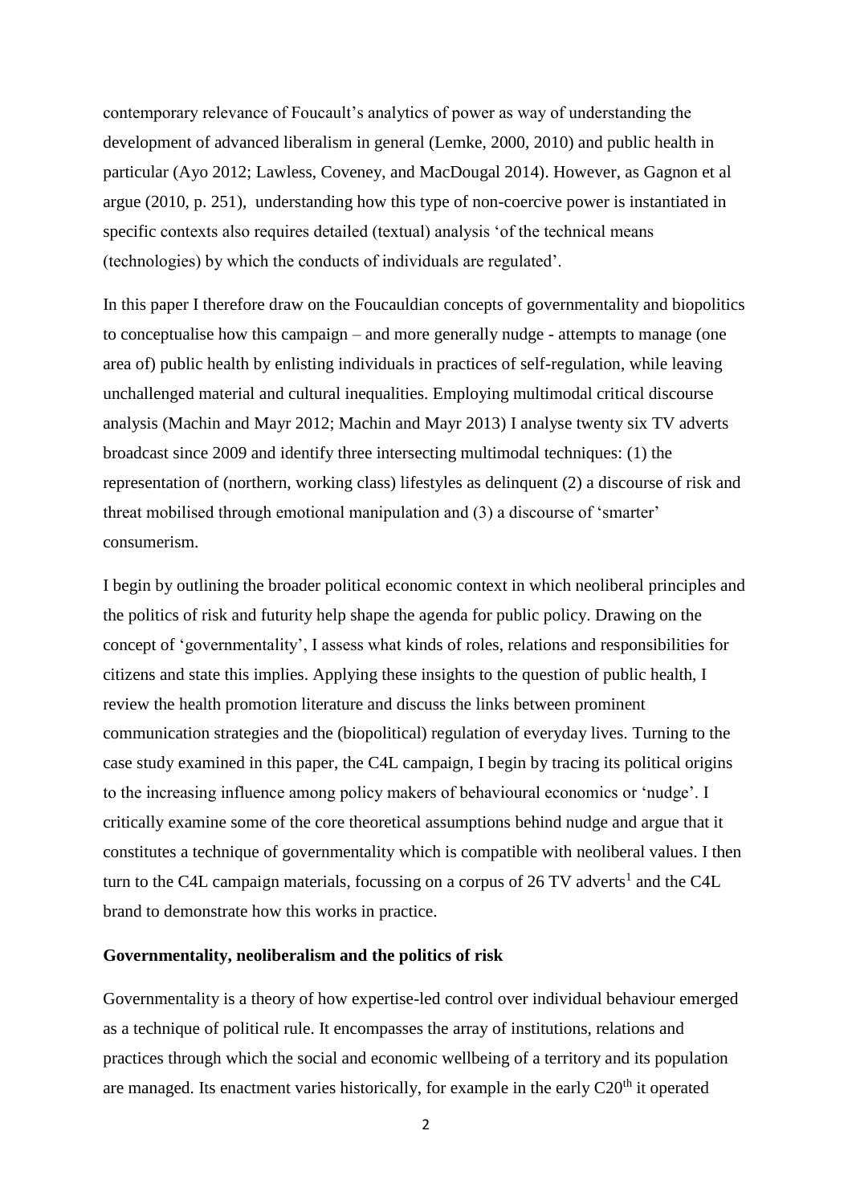contemporary relevance of Foucault's analytics of power as way of understanding the development of advanced liberalism in general (Lemke, 2000, 2010) and public health in particular (Ayo 2012; Lawless, Coveney, and MacDougal 2014). However, as Gagnon et al argue (2010, p. 251), understanding how this type of non-coercive power is instantiated in specific contexts also requires detailed (textual) analysis 'of the technical means (technologies) by which the conducts of individuals are regulated'.

In this paper I therefore draw on the Foucauldian concepts of governmentality and biopolitics to conceptualise how this campaign – and more generally nudge - attempts to manage (one area of) public health by enlisting individuals in practices of self-regulation, while leaving unchallenged material and cultural inequalities. Employing multimodal critical discourse analysis (Machin and Mayr 2012; Machin and Mayr 2013) I analyse twenty six TV adverts broadcast since 2009 and identify three intersecting multimodal techniques: (1) the representation of (northern, working class) lifestyles as delinquent (2) a discourse of risk and threat mobilised through emotional manipulation and (3) a discourse of 'smarter' consumerism.

I begin by outlining the broader political economic context in which neoliberal principles and the politics of risk and futurity help shape the agenda for public policy. Drawing on the concept of 'governmentality', I assess what kinds of roles, relations and responsibilities for citizens and state this implies. Applying these insights to the question of public health, I review the health promotion literature and discuss the links between prominent communication strategies and the (biopolitical) regulation of everyday lives. Turning to the case study examined in this paper, the C4L campaign, I begin by tracing its political origins to the increasing influence among policy makers of behavioural economics or 'nudge'. I critically examine some of the core theoretical assumptions behind nudge and argue that it constitutes a technique of governmentality which is compatible with neoliberal values. I then turn to the C4L campaign materials, focussing on a corpus of 26 TV adverts[1] and the C4L brand to demonstrate how this works in practice.

**Governmentality, neoliberalism and the politics of risk**

Governmentality is a theory of how expertise-led control over individual behaviour emerged as a technique of political rule. It encompasses the array of institutions, relations and practices through which the social and economic wellbeing of a territory and its population are managed. Its enactment varies historically, for example in the early C20th it operated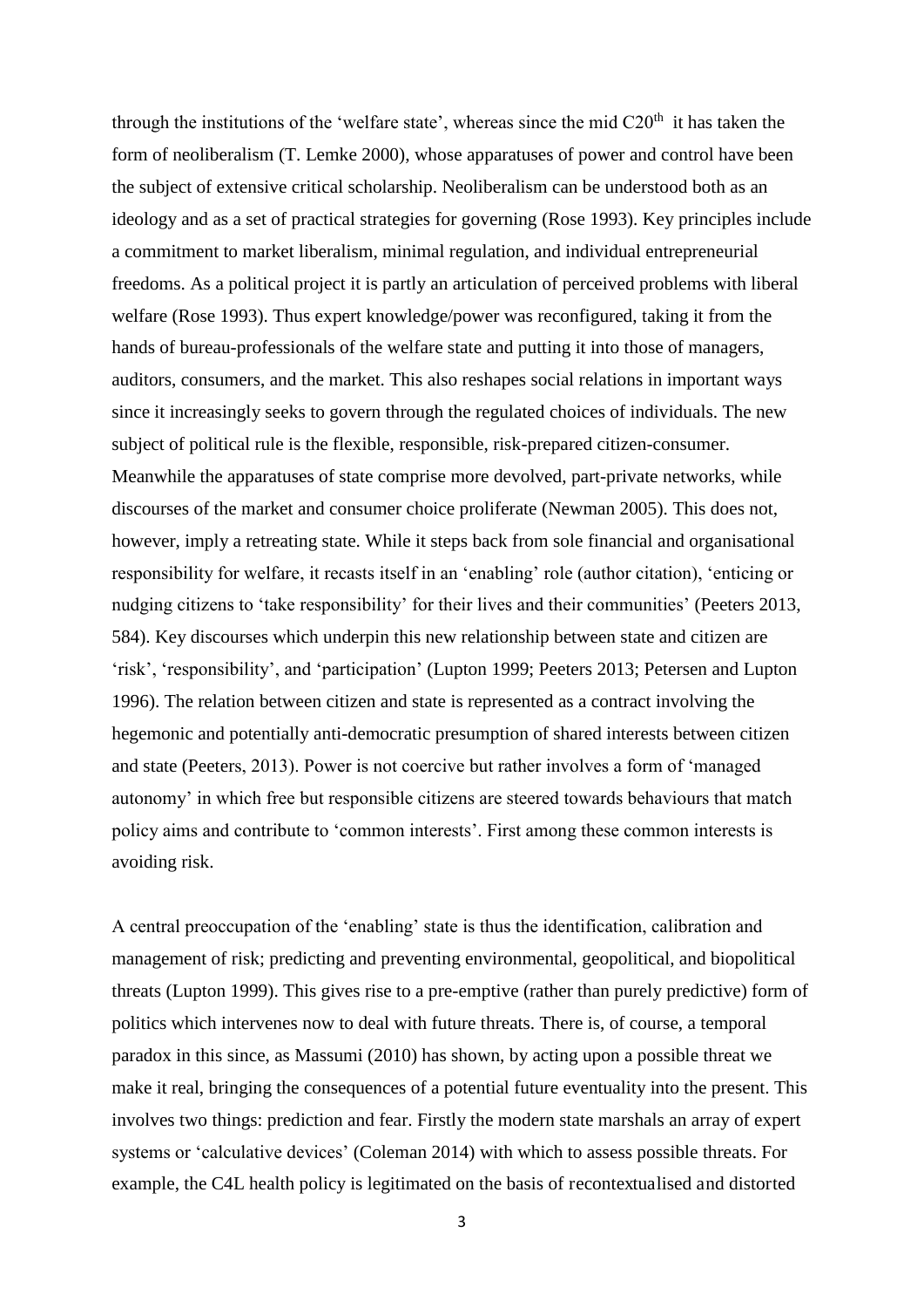through the institutions of the 'welfare state', whereas since the mid C20$^{th}$ it has taken the form of neoliberalism (T. Lemke 2000), whose apparatuses of power and control have been the subject of extensive critical scholarship. Neoliberalism can be understood both as an ideology and as a set of practical strategies for governing (Rose 1993). Key principles include a commitment to market liberalism, minimal regulation, and individual entrepreneurial freedoms. As a political project it is partly an articulation of perceived problems with liberal welfare (Rose 1993). Thus expert knowledge/power was reconfigured, taking it from the hands of bureau-professionals of the welfare state and putting it into those of managers, auditors, consumers, and the market. This also reshapes social relations in important ways since it increasingly seeks to govern through the regulated choices of individuals. The new subject of political rule is the flexible, responsible, risk-prepared citizen-consumer. Meanwhile the apparatuses of state comprise more devolved, part-private networks, while discourses of the market and consumer choice proliferate (Newman 2005). This does not, however, imply a retreating state. While it steps back from sole financial and organisational responsibility for welfare, it recasts itself in an 'enabling' role (author citation), 'enticing or nudging citizens to 'take responsibility' for their lives and their communities' (Peeters 2013, 584). Key discourses which underpin this new relationship between state and citizen are 'risk', 'responsibility', and 'participation' (Lupton 1999; Peeters 2013; Petersen and Lupton 1996). The relation between citizen and state is represented as a contract involving the hegemonic and potentially anti-democratic presumption of shared interests between citizen and state (Peeters, 2013). Power is not coercive but rather involves a form of 'managed autonomy' in which free but responsible citizens are steered towards behaviours that match policy aims and contribute to 'common interests'. First among these common interests is avoiding risk.

A central preoccupation of the 'enabling' state is thus the identification, calibration and management of risk; predicting and preventing environmental, geopolitical, and biopolitical threats (Lupton 1999). This gives rise to a pre-emptive (rather than purely predictive) form of politics which intervenes now to deal with future threats. There is, of course, a temporal paradox in this since, as Massumi (2010) has shown, by acting upon a possible threat we make it real, bringing the consequences of a potential future eventuality into the present. This involves two things: prediction and fear. Firstly the modern state marshals an array of expert systems or 'calculative devices' (Coleman 2014) with which to assess possible threats. For example, the C4L health policy is legitimated on the basis of recontextualised and distorted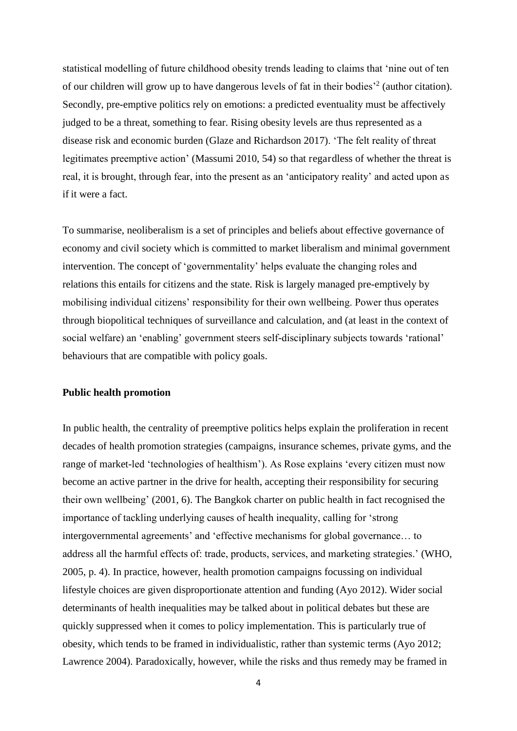statistical modelling of future childhood obesity trends leading to claims that 'nine out of ten of our children will grow up to have dangerous levels of fat in their bodies'[2] (author citation). Secondly, pre-emptive politics rely on emotions: a predicted eventuality must be affectively judged to be a threat, something to fear. Rising obesity levels are thus represented as a disease risk and economic burden (Glaze and Richardson 2017). 'The felt reality of threat legitimates preemptive action' (Massumi 2010, 54) so that regardless of whether the threat is real, it is brought, through fear, into the present as an 'anticipatory reality' and acted upon as if it were a fact.

To summarise, neoliberalism is a set of principles and beliefs about effective governance of economy and civil society which is committed to market liberalism and minimal government intervention. The concept of 'governmentality' helps evaluate the changing roles and relations this entails for citizens and the state. Risk is largely managed pre-emptively by mobilising individual citizens' responsibility for their own wellbeing. Power thus operates through biopolitical techniques of surveillance and calculation, and (at least in the context of social welfare) an 'enabling' government steers self-disciplinary subjects towards 'rational' behaviours that are compatible with policy goals.

**Public health promotion**

In public health, the centrality of preemptive politics helps explain the proliferation in recent decades of health promotion strategies (campaigns, insurance schemes, private gyms, and the range of market-led 'technologies of healthism'). As Rose explains 'every citizen must now become an active partner in the drive for health, accepting their responsibility for securing their own wellbeing' (2001, 6). The Bangkok charter on public health in fact recognised the importance of tackling underlying causes of health inequality, calling for 'strong intergovernmental agreements' and 'effective mechanisms for global governance… to address all the harmful effects of: trade, products, services, and marketing strategies.' (WHO, 2005, p. 4). In practice, however, health promotion campaigns focussing on individual lifestyle choices are given disproportionate attention and funding (Ayo 2012). Wider social determinants of health inequalities may be talked about in political debates but these are quickly suppressed when it comes to policy implementation. This is particularly true of obesity, which tends to be framed in individualistic, rather than systemic terms (Ayo 2012; Lawrence 2004). Paradoxically, however, while the risks and thus remedy may be framed in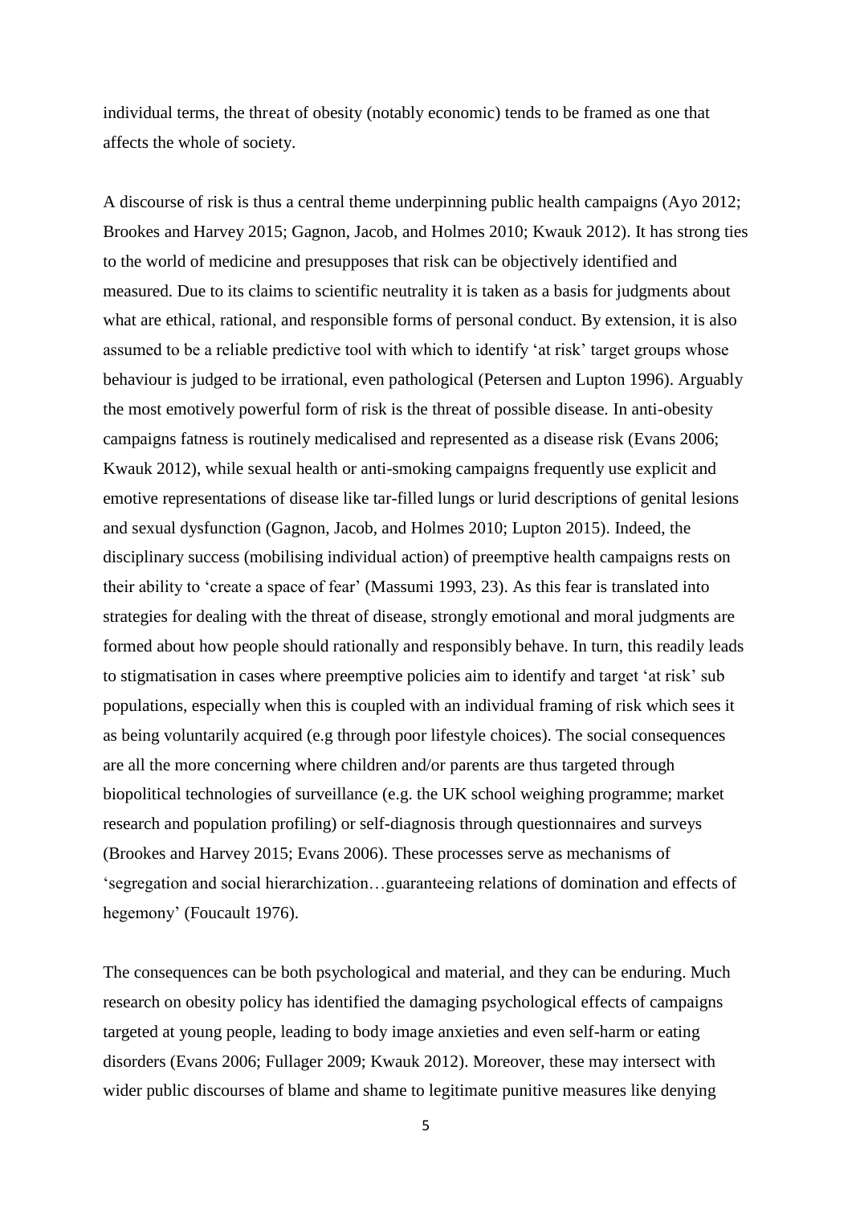individual terms, the threat of obesity (notably economic) tends to be framed as one that affects the whole of society.

A discourse of risk is thus a central theme underpinning public health campaigns (Ayo 2012; Brookes and Harvey 2015; Gagnon, Jacob, and Holmes 2010; Kwauk 2012). It has strong ties to the world of medicine and presupposes that risk can be objectively identified and measured. Due to its claims to scientific neutrality it is taken as a basis for judgments about what are ethical, rational, and responsible forms of personal conduct. By extension, it is also assumed to be a reliable predictive tool with which to identify 'at risk' target groups whose behaviour is judged to be irrational, even pathological (Petersen and Lupton 1996). Arguably the most emotively powerful form of risk is the threat of possible disease. In anti-obesity campaigns fatness is routinely medicalised and represented as a disease risk (Evans 2006; Kwauk 2012), while sexual health or anti-smoking campaigns frequently use explicit and emotive representations of disease like tar-filled lungs or lurid descriptions of genital lesions and sexual dysfunction (Gagnon, Jacob, and Holmes 2010; Lupton 2015). Indeed, the disciplinary success (mobilising individual action) of preemptive health campaigns rests on their ability to 'create a space of fear' (Massumi 1993, 23). As this fear is translated into strategies for dealing with the threat of disease, strongly emotional and moral judgments are formed about how people should rationally and responsibly behave. In turn, this readily leads to stigmatisation in cases where preemptive policies aim to identify and target 'at risk' sub populations, especially when this is coupled with an individual framing of risk which sees it as being voluntarily acquired (e.g through poor lifestyle choices). The social consequences are all the more concerning where children and/or parents are thus targeted through biopolitical technologies of surveillance (e.g. the UK school weighing programme; market research and population profiling) or self-diagnosis through questionnaires and surveys (Brookes and Harvey 2015; Evans 2006). These processes serve as mechanisms of 'segregation and social hierarchization…guaranteeing relations of domination and effects of hegemony' (Foucault 1976).

The consequences can be both psychological and material, and they can be enduring. Much research on obesity policy has identified the damaging psychological effects of campaigns targeted at young people, leading to body image anxieties and even self-harm or eating disorders (Evans 2006; Fullager 2009; Kwauk 2012). Moreover, these may intersect with wider public discourses of blame and shame to legitimate punitive measures like denying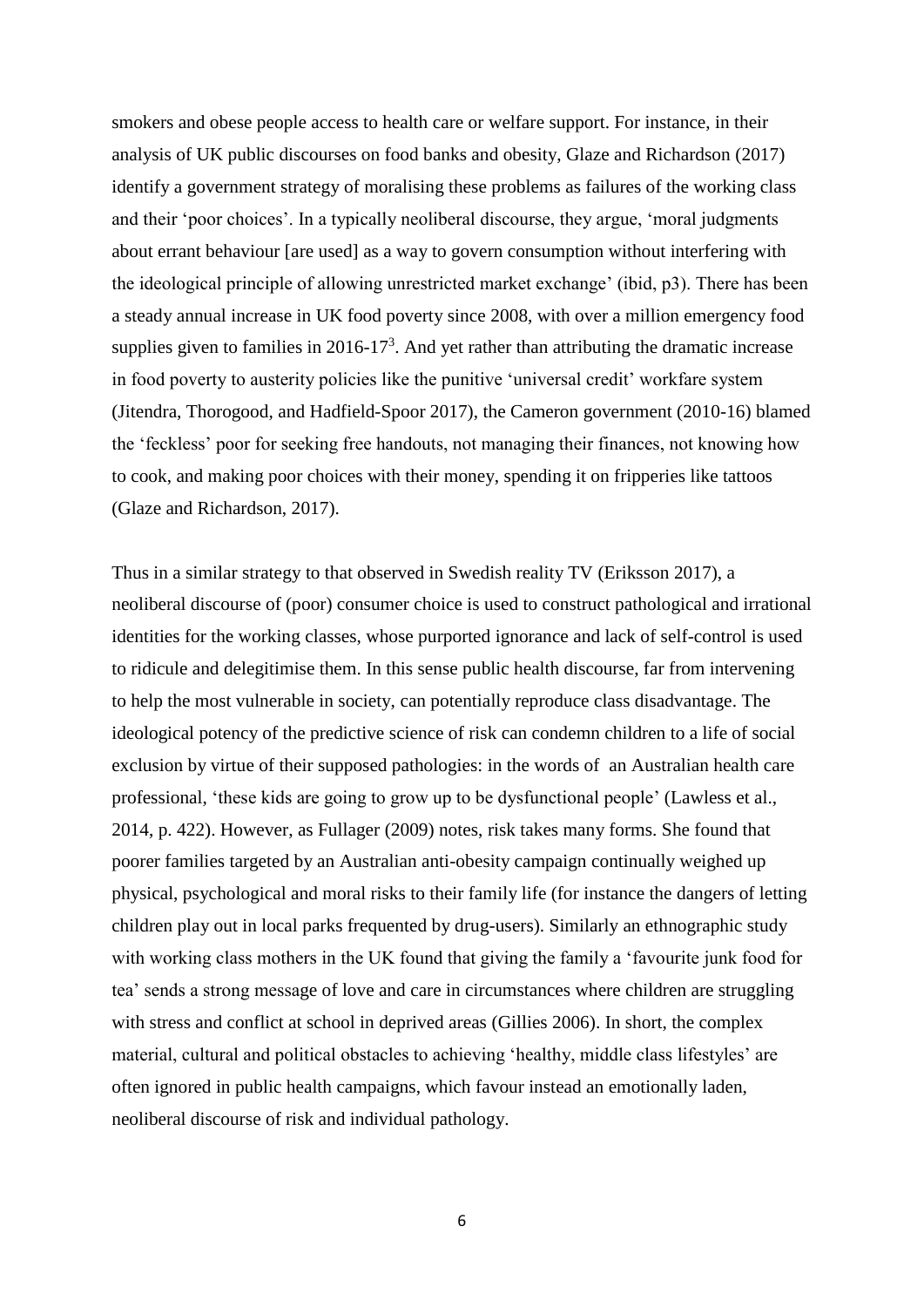smokers and obese people access to health care or welfare support. For instance, in their analysis of UK public discourses on food banks and obesity, Glaze and Richardson (2017) identify a government strategy of moralising these problems as failures of the working class and their 'poor choices'. In a typically neoliberal discourse, they argue, 'moral judgments about errant behaviour [are used] as a way to govern consumption without interfering with the ideological principle of allowing unrestricted market exchange' (ibid, p3). There has been a steady annual increase in UK food poverty since 2008, with over a million emergency food supplies given to families in 2016-17[3]. And yet rather than attributing the dramatic increase in food poverty to austerity policies like the punitive 'universal credit' workfare system (Jitendra, Thorogood, and Hadfield-Spoor 2017), the Cameron government (2010-16) blamed the 'feckless' poor for seeking free handouts, not managing their finances, not knowing how to cook, and making poor choices with their money, spending it on fripperies like tattoos (Glaze and Richardson, 2017).

Thus in a similar strategy to that observed in Swedish reality TV (Eriksson 2017), a neoliberal discourse of (poor) consumer choice is used to construct pathological and irrational identities for the working classes, whose purported ignorance and lack of self-control is used to ridicule and delegitimise them. In this sense public health discourse, far from intervening to help the most vulnerable in society, can potentially reproduce class disadvantage. The ideological potency of the predictive science of risk can condemn children to a life of social exclusion by virtue of their supposed pathologies: in the words of an Australian health care professional, 'these kids are going to grow up to be dysfunctional people' (Lawless et al., 2014, p. 422). However, as Fullager (2009) notes, risk takes many forms. She found that poorer families targeted by an Australian anti-obesity campaign continually weighed up physical, psychological and moral risks to their family life (for instance the dangers of letting children play out in local parks frequented by drug-users). Similarly an ethnographic study with working class mothers in the UK found that giving the family a 'favourite junk food for tea' sends a strong message of love and care in circumstances where children are struggling with stress and conflict at school in deprived areas (Gillies 2006). In short, the complex material, cultural and political obstacles to achieving 'healthy, middle class lifestyles' are often ignored in public health campaigns, which favour instead an emotionally laden, neoliberal discourse of risk and individual pathology.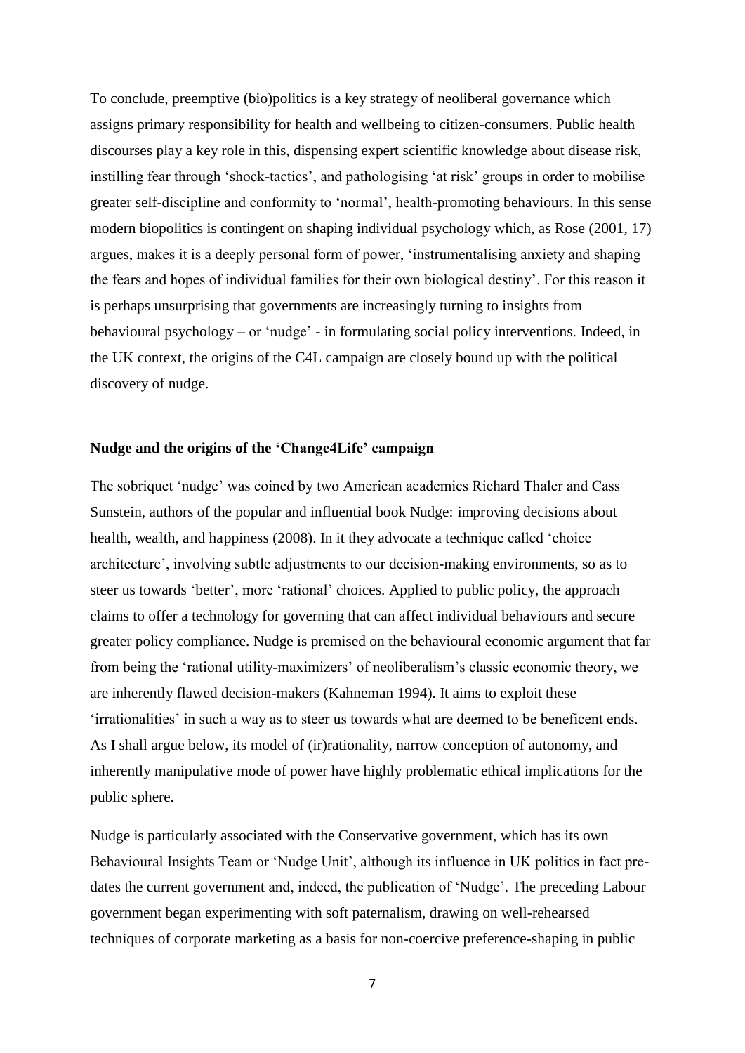To conclude, preemptive (bio)politics is a key strategy of neoliberal governance which assigns primary responsibility for health and wellbeing to citizen-consumers. Public health discourses play a key role in this, dispensing expert scientific knowledge about disease risk, instilling fear through 'shock-tactics', and pathologising 'at risk' groups in order to mobilise greater self-discipline and conformity to 'normal', health-promoting behaviours. In this sense modern biopolitics is contingent on shaping individual psychology which, as Rose (2001, 17) argues, makes it is a deeply personal form of power, 'instrumentalising anxiety and shaping the fears and hopes of individual families for their own biological destiny'. For this reason it is perhaps unsurprising that governments are increasingly turning to insights from behavioural psychology – or 'nudge' - in formulating social policy interventions. Indeed, in the UK context, the origins of the C4L campaign are closely bound up with the political discovery of nudge.

**Nudge and the origins of the 'Change4Life' campaign**

The sobriquet 'nudge' was coined by two American academics Richard Thaler and Cass Sunstein, authors of the popular and influential book Nudge: improving decisions about health, wealth, and happiness (2008). In it they advocate a technique called 'choice architecture', involving subtle adjustments to our decision-making environments, so as to steer us towards 'better', more 'rational' choices. Applied to public policy, the approach claims to offer a technology for governing that can affect individual behaviours and secure greater policy compliance. Nudge is premised on the behavioural economic argument that far from being the 'rational utility-maximizers' of neoliberalism's classic economic theory, we are inherently flawed decision-makers (Kahneman 1994). It aims to exploit these 'irrationalities' in such a way as to steer us towards what are deemed to be beneficent ends. As I shall argue below, its model of (ir)rationality, narrow conception of autonomy, and inherently manipulative mode of power have highly problematic ethical implications for the public sphere.

Nudge is particularly associated with the Conservative government, which has its own Behavioural Insights Team or 'Nudge Unit', although its influence in UK politics in fact pre-dates the current government and, indeed, the publication of 'Nudge'. The preceding Labour government began experimenting with soft paternalism, drawing on well-rehearsed techniques of corporate marketing as a basis for non-coercive preference-shaping in public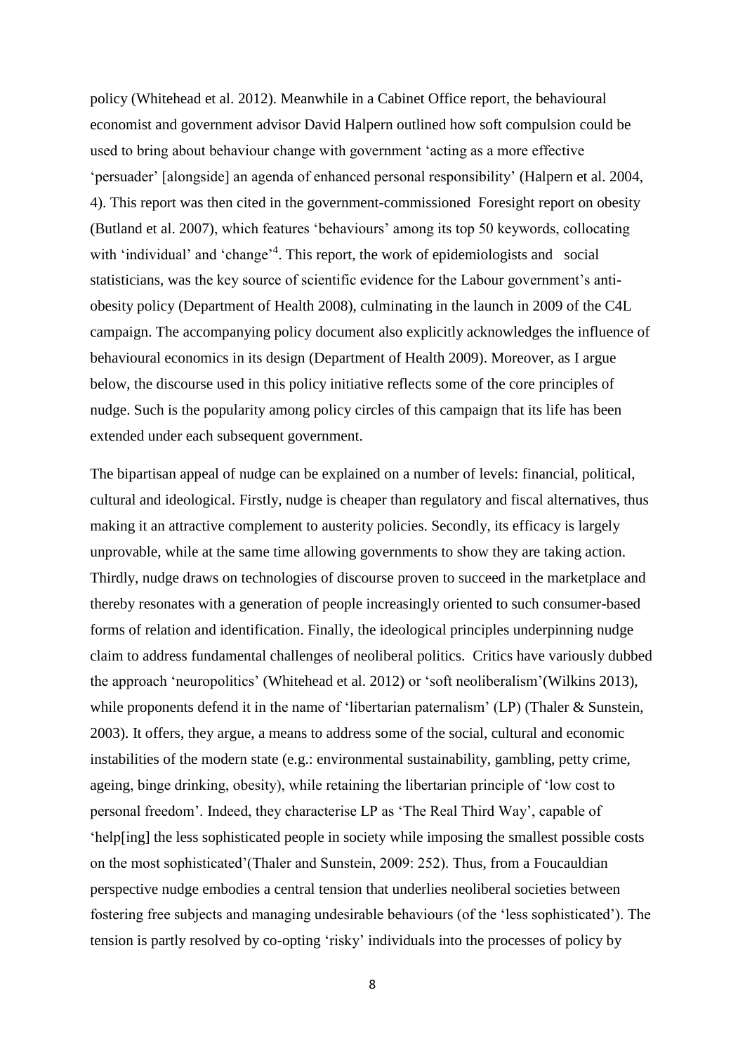policy (Whitehead et al. 2012). Meanwhile in a Cabinet Office report, the behavioural economist and government advisor David Halpern outlined how soft compulsion could be used to bring about behaviour change with government 'acting as a more effective 'persuader' [alongside] an agenda of enhanced personal responsibility' (Halpern et al. 2004, 4). This report was then cited in the government-commissioned Foresight report on obesity (Butland et al. 2007), which features 'behaviours' among its top 50 keywords, collocating with 'individual' and 'change'[4]. This report, the work of epidemiologists and social statisticians, was the key source of scientific evidence for the Labour government's anti-obesity policy (Department of Health 2008), culminating in the launch in 2009 of the C4L campaign. The accompanying policy document also explicitly acknowledges the influence of behavioural economics in its design (Department of Health 2009). Moreover, as I argue below, the discourse used in this policy initiative reflects some of the core principles of nudge. Such is the popularity among policy circles of this campaign that its life has been extended under each subsequent government.

The bipartisan appeal of nudge can be explained on a number of levels: financial, political, cultural and ideological. Firstly, nudge is cheaper than regulatory and fiscal alternatives, thus making it an attractive complement to austerity policies. Secondly, its efficacy is largely unprovable, while at the same time allowing governments to show they are taking action. Thirdly, nudge draws on technologies of discourse proven to succeed in the marketplace and thereby resonates with a generation of people increasingly oriented to such consumer-based forms of relation and identification. Finally, the ideological principles underpinning nudge claim to address fundamental challenges of neoliberal politics. Critics have variously dubbed the approach 'neuropolitics' (Whitehead et al. 2012) or 'soft neoliberalism'(Wilkins 2013), while proponents defend it in the name of 'libertarian paternalism' (LP) (Thaler & Sunstein, 2003). It offers, they argue, a means to address some of the social, cultural and economic instabilities of the modern state (e.g.: environmental sustainability, gambling, petty crime, ageing, binge drinking, obesity), while retaining the libertarian principle of 'low cost to personal freedom'. Indeed, they characterise LP as 'The Real Third Way', capable of 'help[ing] the less sophisticated people in society while imposing the smallest possible costs on the most sophisticated'(Thaler and Sunstein, 2009: 252). Thus, from a Foucauldian perspective nudge embodies a central tension that underlies neoliberal societies between fostering free subjects and managing undesirable behaviours (of the 'less sophisticated'). The tension is partly resolved by co-opting 'risky' individuals into the processes of policy by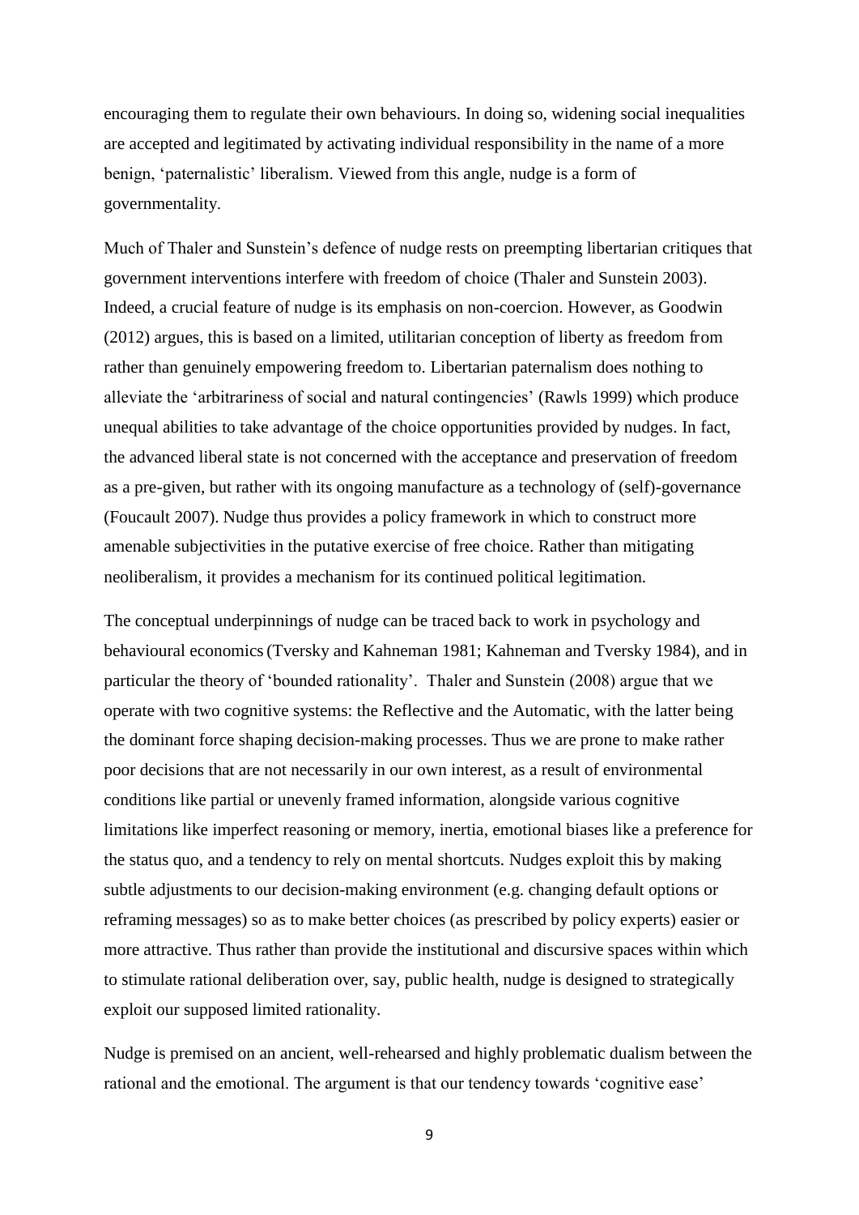encouraging them to regulate their own behaviours. In doing so, widening social inequalities are accepted and legitimated by activating individual responsibility in the name of a more benign, 'paternalistic' liberalism. Viewed from this angle, nudge is a form of governmentality.

Much of Thaler and Sunstein's defence of nudge rests on preempting libertarian critiques that government interventions interfere with freedom of choice (Thaler and Sunstein 2003). Indeed, a crucial feature of nudge is its emphasis on non-coercion. However, as Goodwin (2012) argues, this is based on a limited, utilitarian conception of liberty as freedom from rather than genuinely empowering freedom to. Libertarian paternalism does nothing to alleviate the 'arbitrariness of social and natural contingencies' (Rawls 1999) which produce unequal abilities to take advantage of the choice opportunities provided by nudges. In fact, the advanced liberal state is not concerned with the acceptance and preservation of freedom as a pre-given, but rather with its ongoing manufacture as a technology of (self)-governance (Foucault 2007). Nudge thus provides a policy framework in which to construct more amenable subjectivities in the putative exercise of free choice. Rather than mitigating neoliberalism, it provides a mechanism for its continued political legitimation.

The conceptual underpinnings of nudge can be traced back to work in psychology and behavioural economics (Tversky and Kahneman 1981; Kahneman and Tversky 1984), and in particular the theory of 'bounded rationality'. Thaler and Sunstein (2008) argue that we operate with two cognitive systems: the Reflective and the Automatic, with the latter being the dominant force shaping decision-making processes. Thus we are prone to make rather poor decisions that are not necessarily in our own interest, as a result of environmental conditions like partial or unevenly framed information, alongside various cognitive limitations like imperfect reasoning or memory, inertia, emotional biases like a preference for the status quo, and a tendency to rely on mental shortcuts. Nudges exploit this by making subtle adjustments to our decision-making environment (e.g. changing default options or reframing messages) so as to make better choices (as prescribed by policy experts) easier or more attractive. Thus rather than provide the institutional and discursive spaces within which to stimulate rational deliberation over, say, public health, nudge is designed to strategically exploit our supposed limited rationality.

Nudge is premised on an ancient, well-rehearsed and highly problematic dualism between the rational and the emotional. The argument is that our tendency towards 'cognitive ease'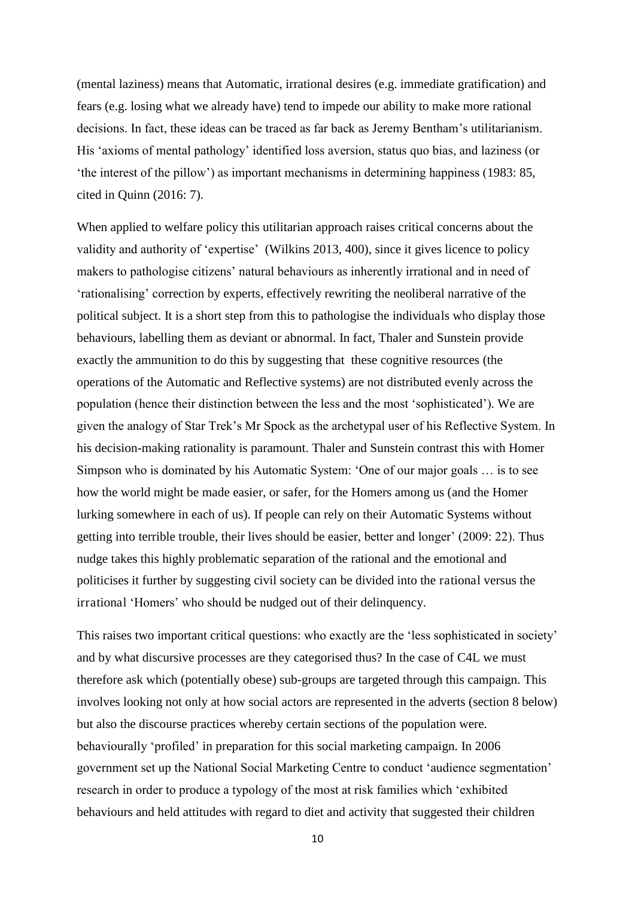(mental laziness) means that Automatic, irrational desires (e.g. immediate gratification) and fears (e.g. losing what we already have) tend to impede our ability to make more rational decisions. In fact, these ideas can be traced as far back as Jeremy Bentham's utilitarianism. His 'axioms of mental pathology' identified loss aversion, status quo bias, and laziness (or 'the interest of the pillow') as important mechanisms in determining happiness (1983: 85, cited in Quinn (2016: 7).

When applied to welfare policy this utilitarian approach raises critical concerns about the validity and authority of 'expertise' (Wilkins 2013, 400), since it gives licence to policy makers to pathologise citizens' natural behaviours as inherently irrational and in need of 'rationalising' correction by experts, effectively rewriting the neoliberal narrative of the political subject. It is a short step from this to pathologise the individuals who display those behaviours, labelling them as deviant or abnormal. In fact, Thaler and Sunstein provide exactly the ammunition to do this by suggesting that these cognitive resources (the operations of the Automatic and Reflective systems) are not distributed evenly across the population (hence their distinction between the less and the most 'sophisticated'). We are given the analogy of Star Trek's Mr Spock as the archetypal user of his Reflective System. In his decision-making rationality is paramount. Thaler and Sunstein contrast this with Homer Simpson who is dominated by his Automatic System: 'One of our major goals … is to see how the world might be made easier, or safer, for the Homers among us (and the Homer lurking somewhere in each of us). If people can rely on their Automatic Systems without getting into terrible trouble, their lives should be easier, better and longer' (2009: 22). Thus nudge takes this highly problematic separation of the rational and the emotional and politicises it further by suggesting civil society can be divided into the rational versus the irrational 'Homers' who should be nudged out of their delinquency.

This raises two important critical questions: who exactly are the 'less sophisticated in society' and by what discursive processes are they categorised thus? In the case of C4L we must therefore ask which (potentially obese) sub-groups are targeted through this campaign. This involves looking not only at how social actors are represented in the adverts (section 8 below) but also the discourse practices whereby certain sections of the population were. behaviourally 'profiled' in preparation for this social marketing campaign. In 2006 government set up the National Social Marketing Centre to conduct 'audience segmentation' research in order to produce a typology of the most at risk families which 'exhibited behaviours and held attitudes with regard to diet and activity that suggested their children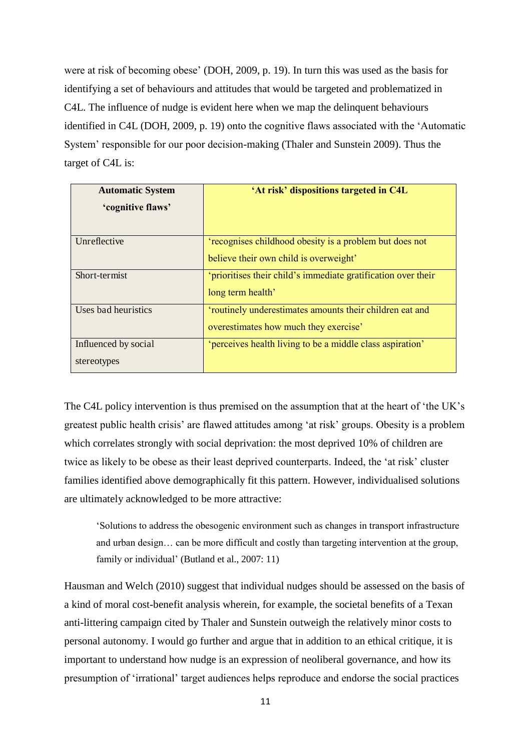were at risk of becoming obese' (DOH, 2009, p. 19). In turn this was used as the basis for identifying a set of behaviours and attitudes that would be targeted and problematized in C4L. The influence of nudge is evident here when we map the delinquent behaviours identified in C4L (DOH, 2009, p. 19) onto the cognitive flaws associated with the 'Automatic System' responsible for our poor decision-making (Thaler and Sunstein 2009). Thus the target of C4L is:

| **Automatic System 'cognitive flaws'** | **'At risk' dispositions targeted in C4L** |
|---|---|
| Unreflective | 'recognises childhood obesity is a problem but does not believe their own child is overweight' |
| Short-termist | 'prioritises their child's immediate gratification over their long term health' |
| Uses bad heuristics | 'routinely underestimates amounts their children eat and overestimates how much they exercise' |
| Influenced by social stereotypes | 'perceives health living to be a middle class aspiration' |

The C4L policy intervention is thus premised on the assumption that at the heart of 'the UK's greatest public health crisis' are flawed attitudes among 'at risk' groups. Obesity is a problem which correlates strongly with social deprivation: the most deprived 10% of children are twice as likely to be obese as their least deprived counterparts. Indeed, the 'at risk' cluster families identified above demographically fit this pattern. However, individualised solutions are ultimately acknowledged to be more attractive:

> 'Solutions to address the obesogenic environment such as changes in transport infrastructure and urban design… can be more difficult and costly than targeting intervention at the group, family or individual' (Butland et al., 2007: 11)

Hausman and Welch (2010) suggest that individual nudges should be assessed on the basis of a kind of moral cost-benefit analysis wherein, for example, the societal benefits of a Texan anti-littering campaign cited by Thaler and Sunstein outweigh the relatively minor costs to personal autonomy. I would go further and argue that in addition to an ethical critique, it is important to understand how nudge is an expression of neoliberal governance, and how its presumption of 'irrational' target audiences helps reproduce and endorse the social practices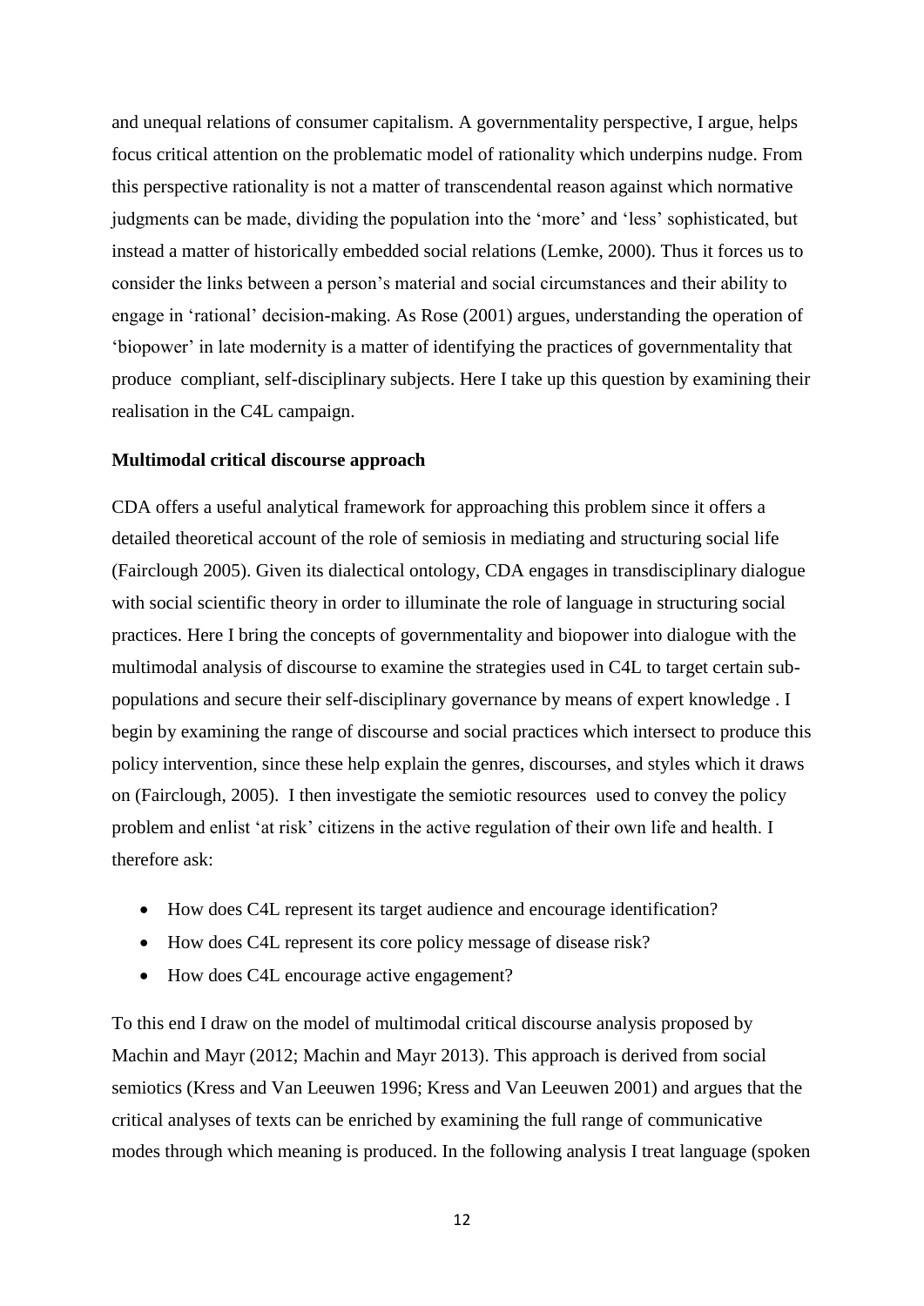and unequal relations of consumer capitalism. A governmentality perspective, I argue, helps focus critical attention on the problematic model of rationality which underpins nudge. From this perspective rationality is not a matter of transcendental reason against which normative judgments can be made, dividing the population into the 'more' and 'less' sophisticated, but instead a matter of historically embedded social relations (Lemke, 2000). Thus it forces us to consider the links between a person's material and social circumstances and their ability to engage in 'rational' decision-making. As Rose (2001) argues, understanding the operation of 'biopower' in late modernity is a matter of identifying the practices of governmentality that produce compliant, self-disciplinary subjects. Here I take up this question by examining their realisation in the C4L campaign.

**Multimodal critical discourse approach**

CDA offers a useful analytical framework for approaching this problem since it offers a detailed theoretical account of the role of semiosis in mediating and structuring social life (Fairclough 2005). Given its dialectical ontology, CDA engages in transdisciplinary dialogue with social scientific theory in order to illuminate the role of language in structuring social practices. Here I bring the concepts of governmentality and biopower into dialogue with the multimodal analysis of discourse to examine the strategies used in C4L to target certain sub-populations and secure their self-disciplinary governance by means of expert knowledge . I begin by examining the range of discourse and social practices which intersect to produce this policy intervention, since these help explain the genres, discourses, and styles which it draws on (Fairclough, 2005). I then investigate the semiotic resources used to convey the policy problem and enlist 'at risk' citizens in the active regulation of their own life and health. I therefore ask:

- How does C4L represent its target audience and encourage identification?
- How does C4L represent its core policy message of disease risk?
- How does C4L encourage active engagement?

To this end I draw on the model of multimodal critical discourse analysis proposed by Machin and Mayr (2012; Machin and Mayr 2013). This approach is derived from social semiotics (Kress and Van Leeuwen 1996; Kress and Van Leeuwen 2001) and argues that the critical analyses of texts can be enriched by examining the full range of communicative modes through which meaning is produced. In the following analysis I treat language (spoken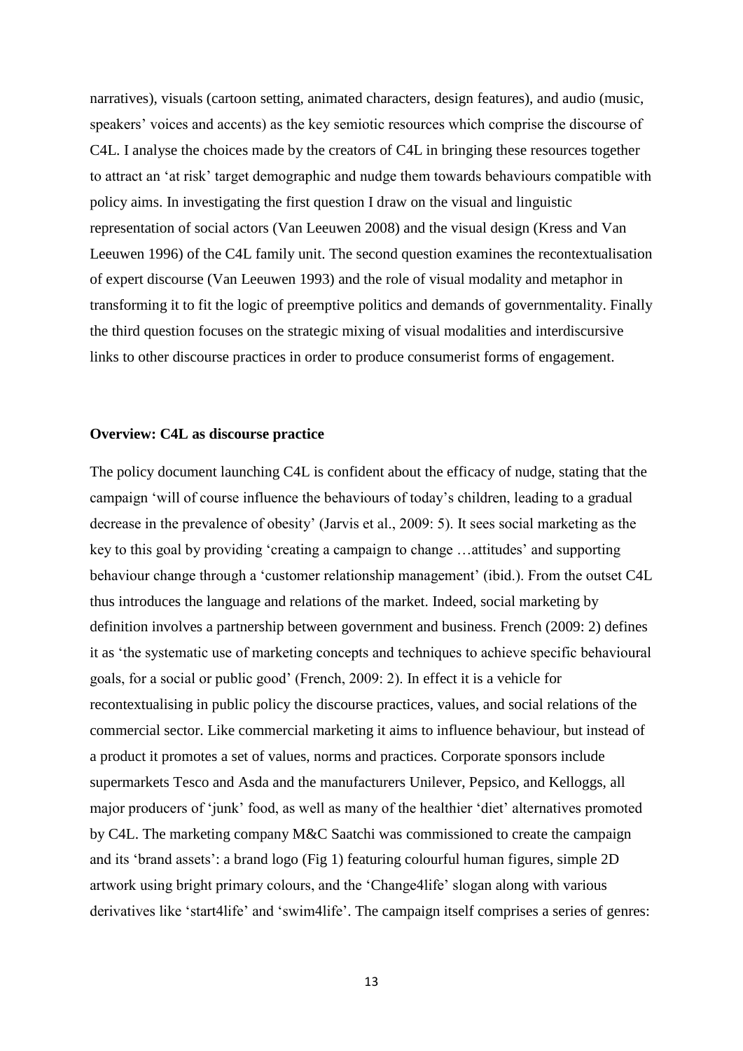narratives), visuals (cartoon setting, animated characters, design features), and audio (music, speakers' voices and accents) as the key semiotic resources which comprise the discourse of C4L. I analyse the choices made by the creators of C4L in bringing these resources together to attract an 'at risk' target demographic and nudge them towards behaviours compatible with policy aims. In investigating the first question I draw on the visual and linguistic representation of social actors (Van Leeuwen 2008) and the visual design (Kress and Van Leeuwen 1996) of the C4L family unit. The second question examines the recontextualisation of expert discourse (Van Leeuwen 1993) and the role of visual modality and metaphor in transforming it to fit the logic of preemptive politics and demands of governmentality. Finally the third question focuses on the strategic mixing of visual modalities and interdiscursive links to other discourse practices in order to produce consumerist forms of engagement.

**Overview: C4L as discourse practice**

The policy document launching C4L is confident about the efficacy of nudge, stating that the campaign 'will of course influence the behaviours of today's children, leading to a gradual decrease in the prevalence of obesity' (Jarvis et al., 2009: 5). It sees social marketing as the key to this goal by providing 'creating a campaign to change …attitudes' and supporting behaviour change through a 'customer relationship management' (ibid.). From the outset C4L thus introduces the language and relations of the market. Indeed, social marketing by definition involves a partnership between government and business. French (2009: 2) defines it as 'the systematic use of marketing concepts and techniques to achieve specific behavioural goals, for a social or public good' (French, 2009: 2). In effect it is a vehicle for recontextualising in public policy the discourse practices, values, and social relations of the commercial sector. Like commercial marketing it aims to influence behaviour, but instead of a product it promotes a set of values, norms and practices. Corporate sponsors include supermarkets Tesco and Asda and the manufacturers Unilever, Pepsico, and Kelloggs, all major producers of 'junk' food, as well as many of the healthier 'diet' alternatives promoted by C4L. The marketing company M&C Saatchi was commissioned to create the campaign and its 'brand assets': a brand logo (Fig 1) featuring colourful human figures, simple 2D artwork using bright primary colours, and the 'Change4life' slogan along with various derivatives like 'start4life' and 'swim4life'. The campaign itself comprises a series of genres: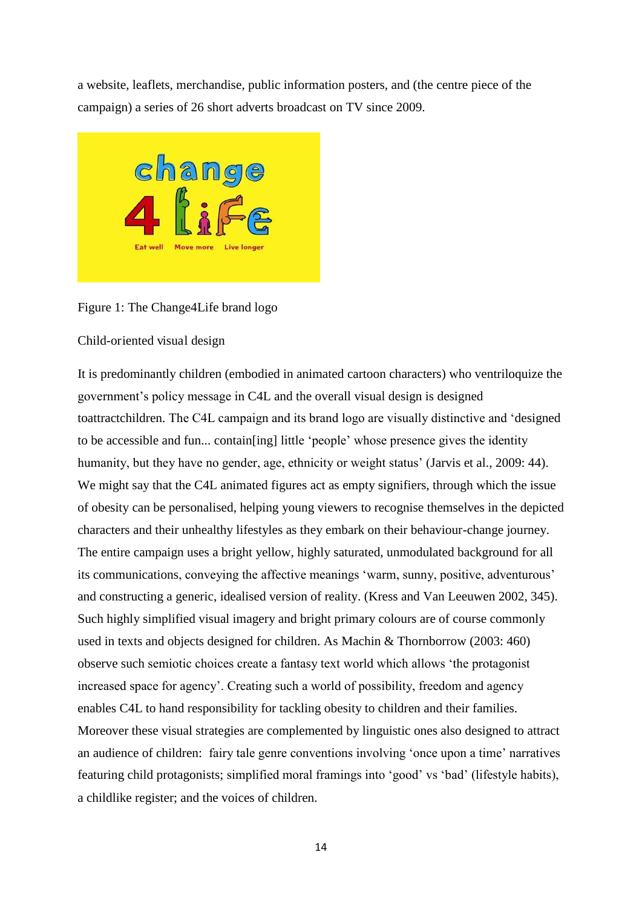a website, leaflets, merchandise, public information posters, and (the centre piece of the campaign) a series of 26 short adverts broadcast on TV since 2009.

Figure 1: The Change4Life brand logo

Child-oriented visual design

It is predominantly children (embodied in animated cartoon characters) who ventriloquize the government's policy message in C4L and the overall visual design is designed toattractchildren. The C4L campaign and its brand logo are visually distinctive and 'designed to be accessible and fun... contain[ing] little 'people' whose presence gives the identity humanity, but they have no gender, age, ethnicity or weight status' (Jarvis et al., 2009: 44). We might say that the C4L animated figures act as empty signifiers, through which the issue of obesity can be personalised, helping young viewers to recognise themselves in the depicted characters and their unhealthy lifestyles as they embark on their behaviour-change journey. The entire campaign uses a bright yellow, highly saturated, unmodulated background for all its communications, conveying the affective meanings 'warm, sunny, positive, adventurous' and constructing a generic, idealised version of reality. (Kress and Van Leeuwen 2002, 345). Such highly simplified visual imagery and bright primary colours are of course commonly used in texts and objects designed for children. As Machin & Thornborrow (2003: 460) observe such semiotic choices create a fantasy text world which allows 'the protagonist increased space for agency'. Creating such a world of possibility, freedom and agency enables C4L to hand responsibility for tackling obesity to children and their families. Moreover these visual strategies are complemented by linguistic ones also designed to attract an audience of children: fairy tale genre conventions involving 'once upon a time' narratives featuring child protagonists; simplified moral framings into 'good' vs 'bad' (lifestyle habits), a childlike register; and the voices of children.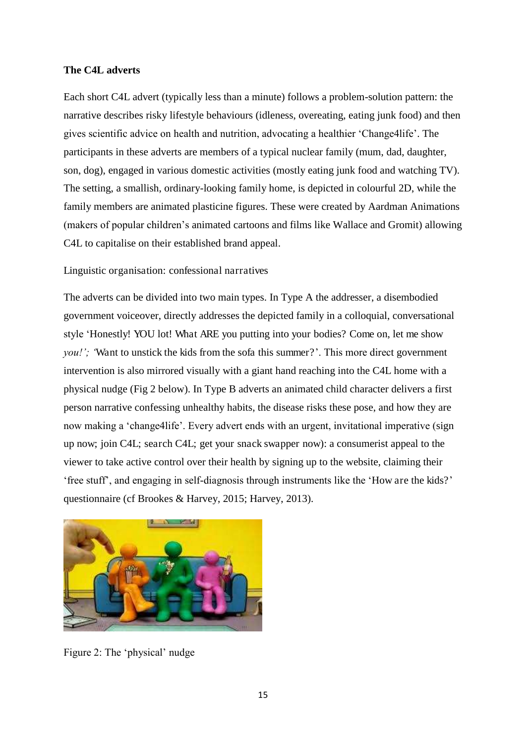**The C4L adverts**

Each short C4L advert (typically less than a minute) follows a problem-solution pattern: the narrative describes risky lifestyle behaviours (idleness, overeating, eating junk food) and then gives scientific advice on health and nutrition, advocating a healthier 'Change4life'. The participants in these adverts are members of a typical nuclear family (mum, dad, daughter, son, dog), engaged in various domestic activities (mostly eating junk food and watching TV). The setting, a smallish, ordinary-looking family home, is depicted in colourful 2D, while the family members are animated plasticine figures. These were created by Aardman Animations (makers of popular children's animated cartoons and films like Wallace and Gromit) allowing C4L to capitalise on their established brand appeal.

Linguistic organisation: confessional narratives

The adverts can be divided into two main types. In Type A the addresser, a disembodied government voiceover, directly addresses the depicted family in a colloquial, conversational style 'Honestly! YOU lot! What ARE you putting into your bodies? Come on, let me show *you!'; '*Want to unstick the kids from the sofa this summer?'. This more direct government intervention is also mirrored visually with a giant hand reaching into the C4L home with a physical nudge (Fig 2 below). In Type B adverts an animated child character delivers a first person narrative confessing unhealthy habits, the disease risks these pose, and how they are now making a 'change4life'. Every advert ends with an urgent, invitational imperative (sign up now; join C4L; search C4L; get your snack swapper now): a consumerist appeal to the viewer to take active control over their health by signing up to the website, claiming their 'free stuff', and engaging in self-diagnosis through instruments like the 'How are the kids?' questionnaire (cf Brookes & Harvey, 2015; Harvey, 2013).

Figure 2: The 'physical' nudge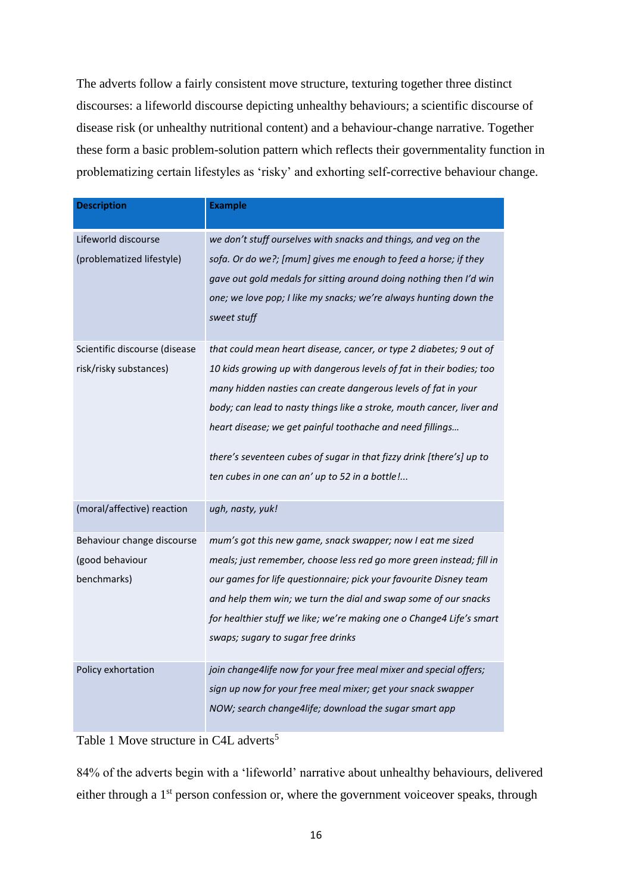The adverts follow a fairly consistent move structure, texturing together three distinct discourses: a lifeworld discourse depicting unhealthy behaviours; a scientific discourse of disease risk (or unhealthy nutritional content) and a behaviour-change narrative. Together these form a basic problem-solution pattern which reflects their governmentality function in problematizing certain lifestyles as 'risky' and exhorting self-corrective behaviour change.

| **Description** | **Example** |
| --- | --- |
| Lifeworld discourse (problematized lifestyle) | *we don't stuff ourselves with snacks and things, and veg on the sofa. Or do we?; [mum] gives me enough to feed a horse; if they gave out gold medals for sitting around doing nothing then I'd win one; we love pop; I like my snacks; we're always hunting down the sweet stuff* |
| Scientific discourse (disease risk/risky substances) | *that could mean heart disease, cancer, or type 2 diabetes; 9 out of 10 kids growing up with dangerous levels of fat in their bodies; too many hidden nasties can create dangerous levels of fat in your body; can lead to nasty things like a stroke, mouth cancer, liver and heart disease; we get painful toothache and need fillings…* <br><br> *there's seventeen cubes of sugar in that fizzy drink [there's] up to ten cubes in one can an' up to 52 in a bottle!...* |
| (moral/affective) reaction | *ugh, nasty, yuk!* |
| Behaviour change discourse (good behaviour benchmarks) | *mum's got this new game, snack swapper; now I eat me sized meals; just remember, choose less red go more green instead; fill in our games for life questionnaire; pick your favourite Disney team and help them win; we turn the dial and swap some of our snacks for healthier stuff we like; we're making one o Change4 Life's smart swaps; sugary to sugar free drinks* |
| Policy exhortation | *join change4life now for your free meal mixer and special offers; sign up now for your free meal mixer; get your snack swapper NOW; search change4life; download the sugar smart app* |

Table 1 Move structure in C4L adverts[5]

84% of the adverts begin with a 'lifeworld' narrative about unhealthy behaviours, delivered either through a 1st person confession or, where the government voiceover speaks, through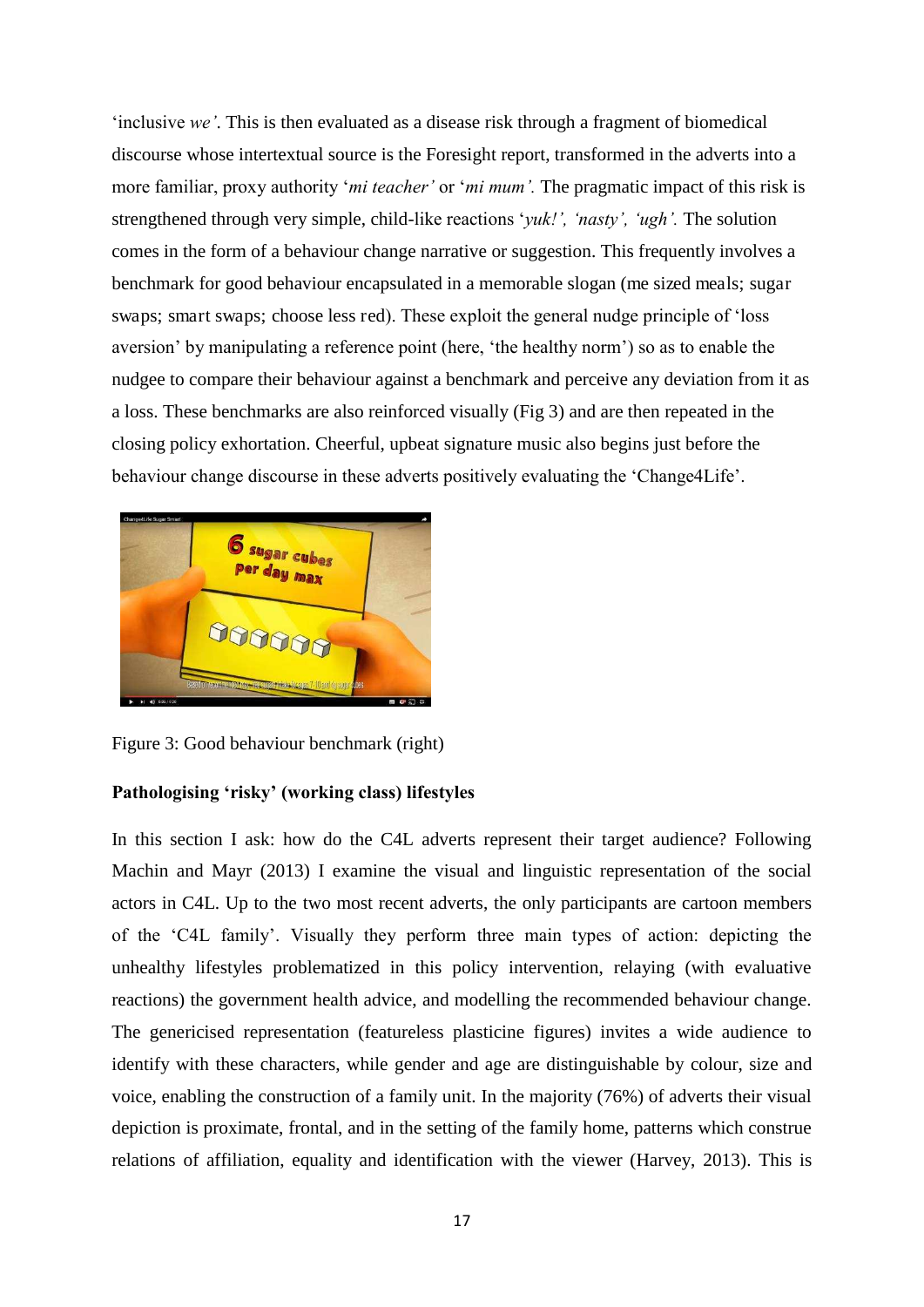'inclusive *we'*. This is then evaluated as a disease risk through a fragment of biomedical discourse whose intertextual source is the Foresight report, transformed in the adverts into a more familiar, proxy authority '*mi teacher'* or '*mi mum'*. The pragmatic impact of this risk is strengthened through very simple, child-like reactions '*yuk!', 'nasty', 'ugh'*. The solution comes in the form of a behaviour change narrative or suggestion. This frequently involves a benchmark for good behaviour encapsulated in a memorable slogan (me sized meals; sugar swaps; smart swaps; choose less red). These exploit the general nudge principle of 'loss aversion' by manipulating a reference point (here, 'the healthy norm') so as to enable the nudgee to compare their behaviour against a benchmark and perceive any deviation from it as a loss. These benchmarks are also reinforced visually (Fig 3) and are then repeated in the closing policy exhortation. Cheerful, upbeat signature music also begins just before the behaviour change discourse in these adverts positively evaluating the 'Change4Life'.

Figure 3: Good behaviour benchmark (right)

**Pathologising 'risky' (working class) lifestyles**

In this section I ask: how do the C4L adverts represent their target audience? Following Machin and Mayr (2013) I examine the visual and linguistic representation of the social actors in C4L. Up to the two most recent adverts, the only participants are cartoon members of the 'C4L family'. Visually they perform three main types of action: depicting the unhealthy lifestyles problematized in this policy intervention, relaying (with evaluative reactions) the government health advice, and modelling the recommended behaviour change. The genericised representation (featureless plasticine figures) invites a wide audience to identify with these characters, while gender and age are distinguishable by colour, size and voice, enabling the construction of a family unit. In the majority (76%) of adverts their visual depiction is proximate, frontal, and in the setting of the family home, patterns which construe relations of affiliation, equality and identification with the viewer (Harvey, 2013). This is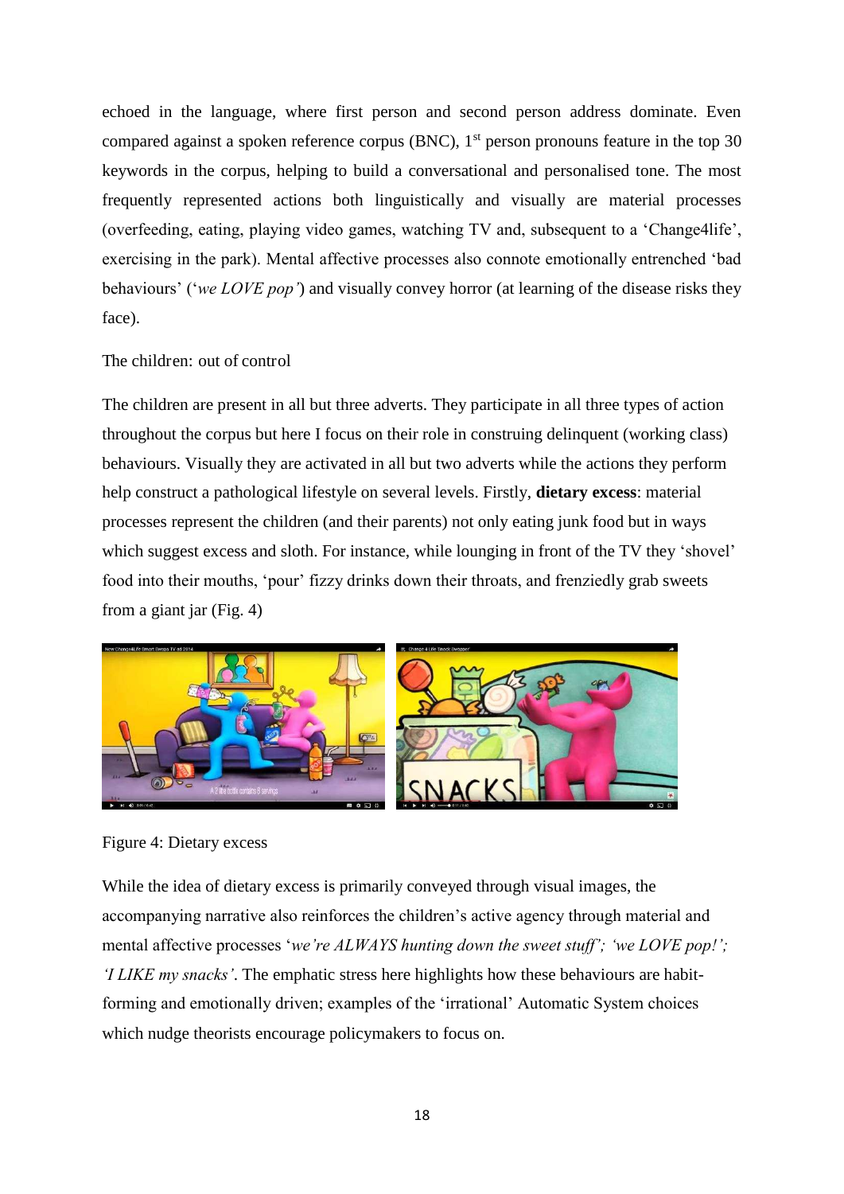echoed in the language, where first person and second person address dominate. Even compared against a spoken reference corpus (BNC), 1st person pronouns feature in the top 30 keywords in the corpus, helping to build a conversational and personalised tone. The most frequently represented actions both linguistically and visually are material processes (overfeeding, eating, playing video games, watching TV and, subsequent to a 'Change4life', exercising in the park). Mental affective processes also connote emotionally entrenched 'bad behaviours' ('*we LOVE pop'*) and visually convey horror (at learning of the disease risks they face).

The children: out of control

The children are present in all but three adverts. They participate in all three types of action throughout the corpus but here I focus on their role in construing delinquent (working class) behaviours. Visually they are activated in all but two adverts while the actions they perform help construct a pathological lifestyle on several levels. Firstly, **dietary excess**: material processes represent the children (and their parents) not only eating junk food but in ways which suggest excess and sloth. For instance, while lounging in front of the TV they 'shovel' food into their mouths, 'pour' fizzy drinks down their throats, and frenziedly grab sweets from a giant jar (Fig. 4)

Figure 4: Dietary excess

While the idea of dietary excess is primarily conveyed through visual images, the accompanying narrative also reinforces the children's active agency through material and mental affective processes '*we're ALWAYS hunting down the sweet stuff'; 'we LOVE pop!'; 'I LIKE my snacks'*. The emphatic stress here highlights how these behaviours are habit-forming and emotionally driven; examples of the 'irrational' Automatic System choices which nudge theorists encourage policymakers to focus on.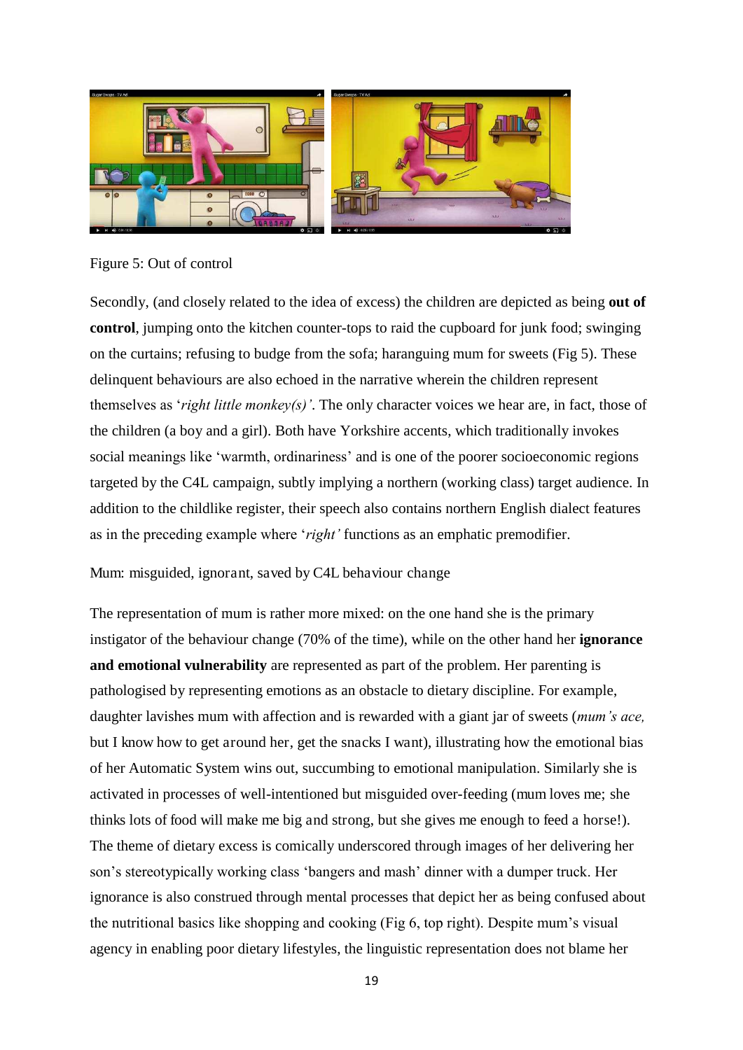Figure 5: Out of control

Secondly, (and closely related to the idea of excess) the children are depicted as being **out of control**, jumping onto the kitchen counter-tops to raid the cupboard for junk food; swinging on the curtains; refusing to budge from the sofa; haranguing mum for sweets (Fig 5). These delinquent behaviours are also echoed in the narrative wherein the children represent themselves as '*right little monkey(s)'*. The only character voices we hear are, in fact, those of the children (a boy and a girl). Both have Yorkshire accents, which traditionally invokes social meanings like 'warmth, ordinariness' and is one of the poorer socioeconomic regions targeted by the C4L campaign, subtly implying a northern (working class) target audience. In addition to the childlike register, their speech also contains northern English dialect features as in the preceding example where '*right'* functions as an emphatic premodifier.

Mum: misguided, ignorant, saved by C4L behaviour change

The representation of mum is rather more mixed: on the one hand she is the primary instigator of the behaviour change (70% of the time), while on the other hand her **ignorance and emotional vulnerability** are represented as part of the problem. Her parenting is pathologised by representing emotions as an obstacle to dietary discipline. For example, daughter lavishes mum with affection and is rewarded with a giant jar of sweets (*mum's ace,* but I know how to get around her, get the snacks I want), illustrating how the emotional bias of her Automatic System wins out, succumbing to emotional manipulation. Similarly she is activated in processes of well-intentioned but misguided over-feeding (mum loves me; she thinks lots of food will make me big and strong, but she gives me enough to feed a horse!). The theme of dietary excess is comically underscored through images of her delivering her son's stereotypically working class 'bangers and mash' dinner with a dumper truck. Her ignorance is also construed through mental processes that depict her as being confused about the nutritional basics like shopping and cooking (Fig 6, top right). Despite mum's visual agency in enabling poor dietary lifestyles, the linguistic representation does not blame her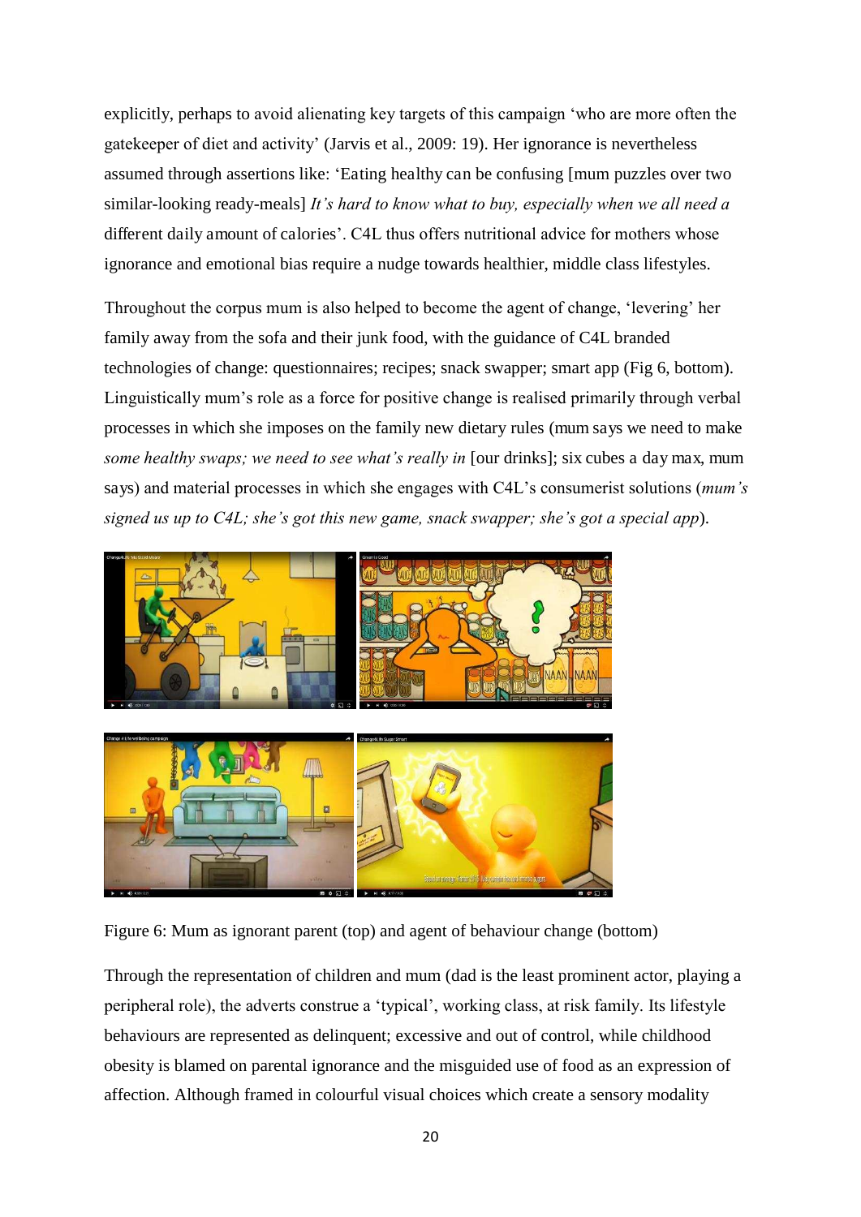explicitly, perhaps to avoid alienating key targets of this campaign 'who are more often the gatekeeper of diet and activity' (Jarvis et al., 2009: 19). Her ignorance is nevertheless assumed through assertions like: 'Eating healthy can be confusing [mum puzzles over two similar-looking ready-meals] *It's hard to know what to buy, especially when we all need a* different daily amount of calories'. C4L thus offers nutritional advice for mothers whose ignorance and emotional bias require a nudge towards healthier, middle class lifestyles.

Throughout the corpus mum is also helped to become the agent of change, 'levering' her family away from the sofa and their junk food, with the guidance of C4L branded technologies of change: questionnaires; recipes; snack swapper; smart app (Fig 6, bottom). Linguistically mum's role as a force for positive change is realised primarily through verbal processes in which she imposes on the family new dietary rules (mum says we need to make *some healthy swaps; we need to see what's really in* [our drinks]; six cubes a day max, mum says) and material processes in which she engages with C4L's consumerist solutions (*mum's signed us up to C4L; she's got this new game, snack swapper; she's got a special app*).

Figure 6: Mum as ignorant parent (top) and agent of behaviour change (bottom)

Through the representation of children and mum (dad is the least prominent actor, playing a peripheral role), the adverts construe a 'typical', working class, at risk family. Its lifestyle behaviours are represented as delinquent; excessive and out of control, while childhood obesity is blamed on parental ignorance and the misguided use of food as an expression of affection. Although framed in colourful visual choices which create a sensory modality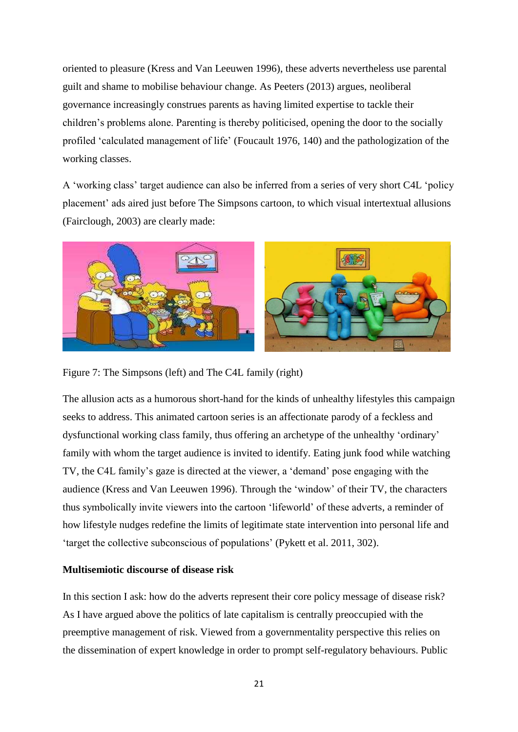oriented to pleasure (Kress and Van Leeuwen 1996), these adverts nevertheless use parental guilt and shame to mobilise behaviour change. As Peeters (2013) argues, neoliberal governance increasingly construes parents as having limited expertise to tackle their children's problems alone. Parenting is thereby politicised, opening the door to the socially profiled 'calculated management of life' (Foucault 1976, 140) and the pathologization of the working classes.

A 'working class' target audience can also be inferred from a series of very short C4L 'policy placement' ads aired just before The Simpsons cartoon, to which visual intertextual allusions (Fairclough, 2003) are clearly made:

Figure 7: The Simpsons (left) and The C4L family (right)

The allusion acts as a humorous short-hand for the kinds of unhealthy lifestyles this campaign seeks to address. This animated cartoon series is an affectionate parody of a feckless and dysfunctional working class family, thus offering an archetype of the unhealthy 'ordinary' family with whom the target audience is invited to identify. Eating junk food while watching TV, the C4L family's gaze is directed at the viewer, a 'demand' pose engaging with the audience (Kress and Van Leeuwen 1996). Through the 'window' of their TV, the characters thus symbolically invite viewers into the cartoon 'lifeworld' of these adverts, a reminder of how lifestyle nudges redefine the limits of legitimate state intervention into personal life and 'target the collective subconscious of populations' (Pykett et al. 2011, 302).

**Multisemiotic discourse of disease risk**

In this section I ask: how do the adverts represent their core policy message of disease risk? As I have argued above the politics of late capitalism is centrally preoccupied with the preemptive management of risk. Viewed from a governmentality perspective this relies on the dissemination of expert knowledge in order to prompt self-regulatory behaviours. Public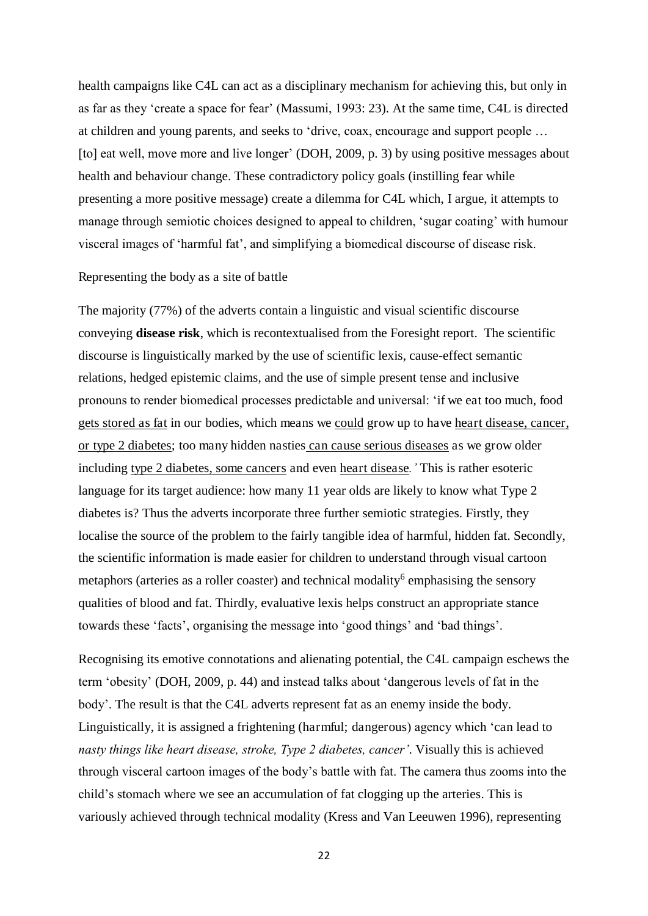health campaigns like C4L can act as a disciplinary mechanism for achieving this, but only in as far as they 'create a space for fear' (Massumi, 1993: 23). At the same time, C4L is directed at children and young parents, and seeks to 'drive, coax, encourage and support people … [to] eat well, move more and live longer' (DOH, 2009, p. 3) by using positive messages about health and behaviour change. These contradictory policy goals (instilling fear while presenting a more positive message) create a dilemma for C4L which, I argue, it attempts to manage through semiotic choices designed to appeal to children, 'sugar coating' with humour visceral images of 'harmful fat', and simplifying a biomedical discourse of disease risk.

## Representing the body as a site of battle

The majority (77%) of the adverts contain a linguistic and visual scientific discourse conveying **disease risk**, which is recontextualised from the Foresight report. The scientific discourse is linguistically marked by the use of scientific lexis, cause-effect semantic relations, hedged epistemic claims, and the use of simple present tense and inclusive pronouns to render biomedical processes predictable and universal: 'if we eat too much, food <u>gets stored as fat</u> in our bodies, which means we <u>could</u> grow up to have <u>heart disease, cancer, or type 2 diabetes</u>; too many hidden nasties <u>can cause serious diseases</u> as we grow older including <u>type 2 diabetes, some cancers</u> and even <u>heart disease</u>.' This is rather esoteric language for its target audience: how many 11 year olds are likely to know what Type 2 diabetes is? Thus the adverts incorporate three further semiotic strategies. Firstly, they localise the source of the problem to the fairly tangible idea of harmful, hidden fat. Secondly, the scientific information is made easier for children to understand through visual cartoon metaphors (arteries as a roller coaster) and technical modality[6] emphasising the sensory qualities of blood and fat. Thirdly, evaluative lexis helps construct an appropriate stance towards these 'facts', organising the message into 'good things' and 'bad things'.

Recognising its emotive connotations and alienating potential, the C4L campaign eschews the term 'obesity' (DOH, 2009, p. 44) and instead talks about 'dangerous levels of fat in the body'. The result is that the C4L adverts represent fat as an enemy inside the body. Linguistically, it is assigned a frightening (harmful; dangerous) agency which 'can lead to *nasty things like heart disease, stroke, Type 2 diabetes, cancer'*. Visually this is achieved through visceral cartoon images of the body's battle with fat. The camera thus zooms into the child's stomach where we see an accumulation of fat clogging up the arteries. This is variously achieved through technical modality (Kress and Van Leeuwen 1996), representing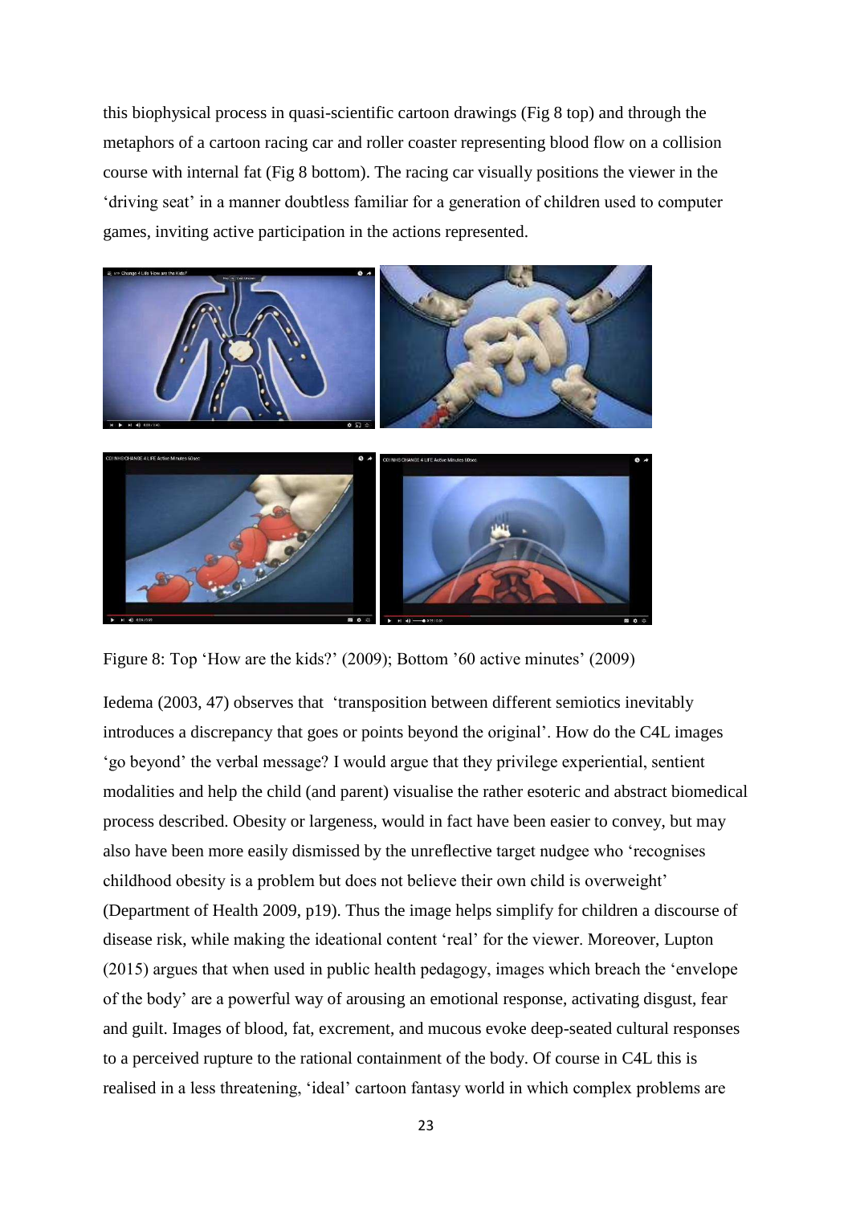this biophysical process in quasi-scientific cartoon drawings (Fig 8 top) and through the metaphors of a cartoon racing car and roller coaster representing blood flow on a collision course with internal fat (Fig 8 bottom). The racing car visually positions the viewer in the 'driving seat' in a manner doubtless familiar for a generation of children used to computer games, inviting active participation in the actions represented.

Figure 8: Top 'How are the kids?' (2009); Bottom '60 active minutes' (2009)

Iedema (2003, 47) observes that 'transposition between different semiotics inevitably introduces a discrepancy that goes or points beyond the original'. How do the C4L images 'go beyond' the verbal message? I would argue that they privilege experiential, sentient modalities and help the child (and parent) visualise the rather esoteric and abstract biomedical process described. Obesity or largeness, would in fact have been easier to convey, but may also have been more easily dismissed by the unreflective target nudgee who 'recognises childhood obesity is a problem but does not believe their own child is overweight' (Department of Health 2009, p19). Thus the image helps simplify for children a discourse of disease risk, while making the ideational content 'real' for the viewer. Moreover, Lupton (2015) argues that when used in public health pedagogy, images which breach the 'envelope of the body' are a powerful way of arousing an emotional response, activating disgust, fear and guilt. Images of blood, fat, excrement, and mucous evoke deep-seated cultural responses to a perceived rupture to the rational containment of the body. Of course in C4L this is realised in a less threatening, 'ideal' cartoon fantasy world in which complex problems are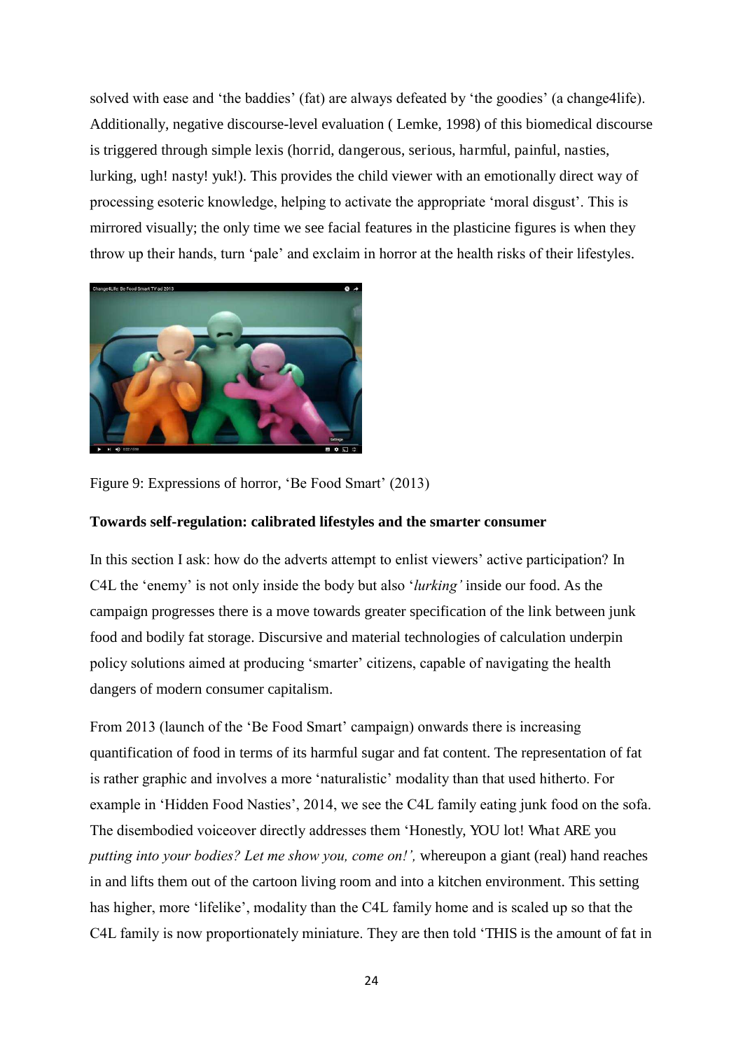solved with ease and 'the baddies' (fat) are always defeated by 'the goodies' (a change4life). Additionally, negative discourse-level evaluation ( Lemke, 1998) of this biomedical discourse is triggered through simple lexis (horrid, dangerous, serious, harmful, painful, nasties, lurking, ugh! nasty! yuk!). This provides the child viewer with an emotionally direct way of processing esoteric knowledge, helping to activate the appropriate 'moral disgust'. This is mirrored visually; the only time we see facial features in the plasticine figures is when they throw up their hands, turn 'pale' and exclaim in horror at the health risks of their lifestyles.

Figure 9: Expressions of horror, 'Be Food Smart' (2013)

**Towards self-regulation: calibrated lifestyles and the smarter consumer**

In this section I ask: how do the adverts attempt to enlist viewers' active participation? In C4L the 'enemy' is not only inside the body but also '*lurking'* inside our food. As the campaign progresses there is a move towards greater specification of the link between junk food and bodily fat storage. Discursive and material technologies of calculation underpin policy solutions aimed at producing 'smarter' citizens, capable of navigating the health dangers of modern consumer capitalism.

From 2013 (launch of the 'Be Food Smart' campaign) onwards there is increasing quantification of food in terms of its harmful sugar and fat content. The representation of fat is rather graphic and involves a more 'naturalistic' modality than that used hitherto. For example in 'Hidden Food Nasties', 2014, we see the C4L family eating junk food on the sofa. The disembodied voiceover directly addresses them 'Honestly, YOU lot! What ARE you *putting into your bodies? Let me show you, come on!',* whereupon a giant (real) hand reaches in and lifts them out of the cartoon living room and into a kitchen environment. This setting has higher, more 'lifelike', modality than the C4L family home and is scaled up so that the C4L family is now proportionately miniature. They are then told 'THIS is the amount of fat in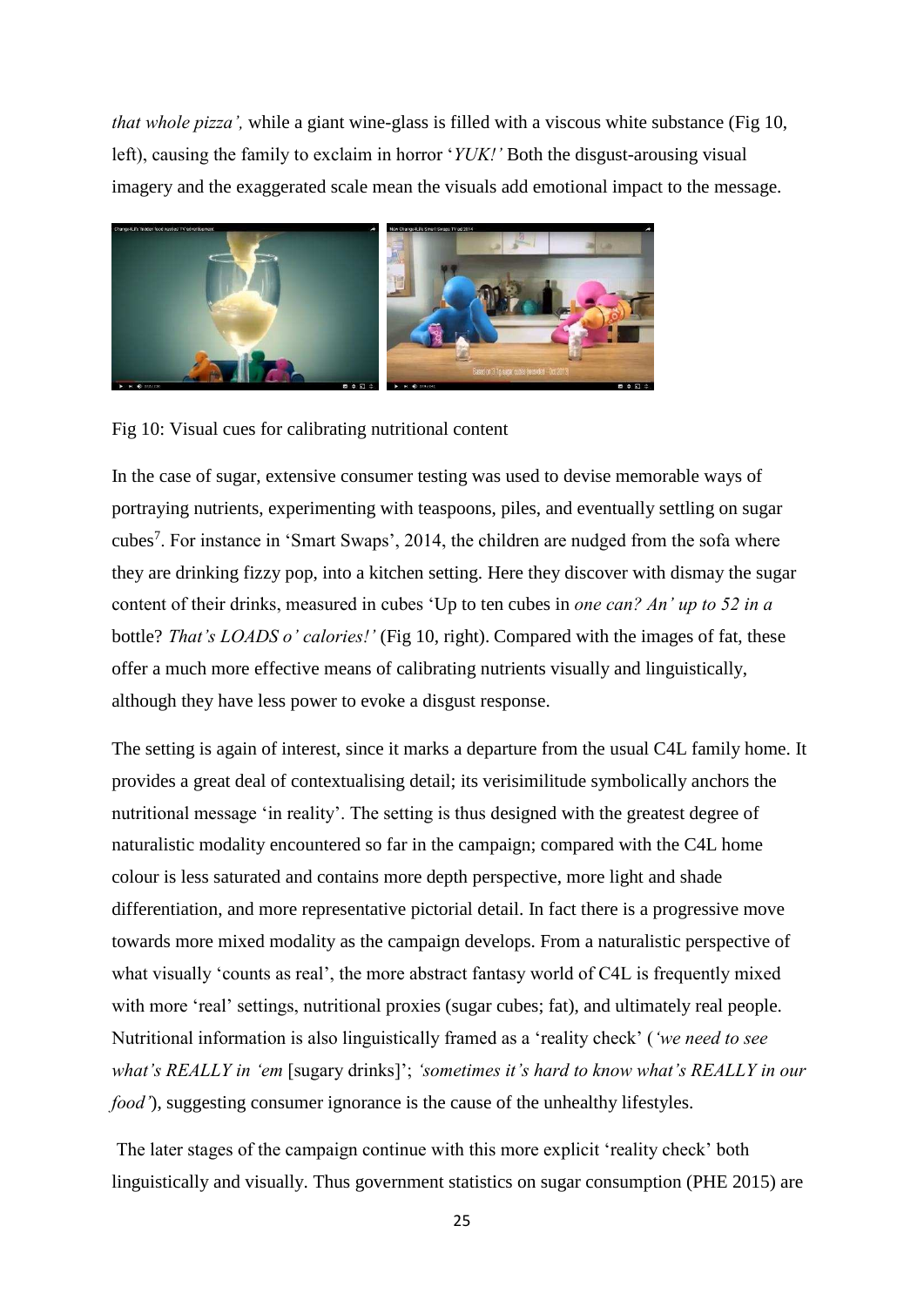*that whole pizza',* while a giant wine-glass is filled with a viscous white substance (Fig 10, left), causing the family to exclaim in horror '*YUK!'* Both the disgust-arousing visual imagery and the exaggerated scale mean the visuals add emotional impact to the message.

Fig 10: Visual cues for calibrating nutritional content

In the case of sugar, extensive consumer testing was used to devise memorable ways of portraying nutrients, experimenting with teaspoons, piles, and eventually settling on sugar cubes[7]. For instance in 'Smart Swaps', 2014, the children are nudged from the sofa where they are drinking fizzy pop, into a kitchen setting. Here they discover with dismay the sugar content of their drinks, measured in cubes 'Up to ten cubes in *one can? An' up to 52 in a* bottle? *That's LOADS o' calories!'* (Fig 10, right). Compared with the images of fat, these offer a much more effective means of calibrating nutrients visually and linguistically, although they have less power to evoke a disgust response.

The setting is again of interest, since it marks a departure from the usual C4L family home. It provides a great deal of contextualising detail; its verisimilitude symbolically anchors the nutritional message 'in reality'. The setting is thus designed with the greatest degree of naturalistic modality encountered so far in the campaign; compared with the C4L home colour is less saturated and contains more depth perspective, more light and shade differentiation, and more representative pictorial detail. In fact there is a progressive move towards more mixed modality as the campaign develops. From a naturalistic perspective of what visually 'counts as real', the more abstract fantasy world of C4L is frequently mixed with more 'real' settings, nutritional proxies (sugar cubes; fat), and ultimately real people. Nutritional information is also linguistically framed as a 'reality check' (*'we need to see what's REALLY in 'em* [sugary drinks]'; *'sometimes it's hard to know what's REALLY in our food'*), suggesting consumer ignorance is the cause of the unhealthy lifestyles.

The later stages of the campaign continue with this more explicit 'reality check' both linguistically and visually. Thus government statistics on sugar consumption (PHE 2015) are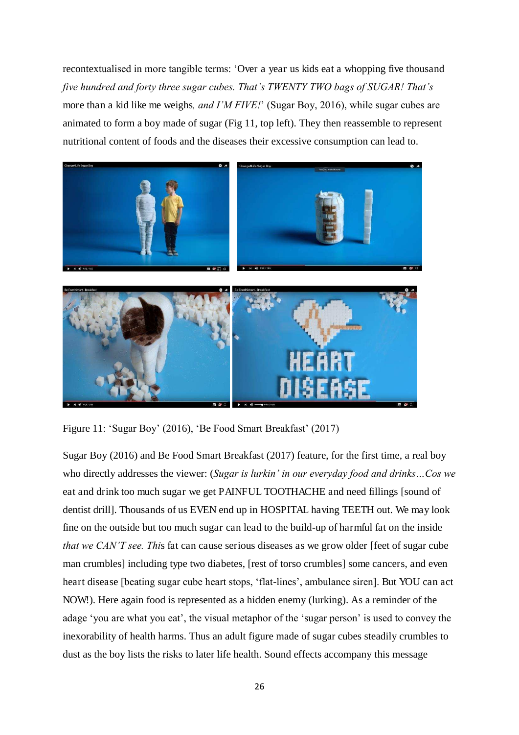recontextualised in more tangible terms: 'Over a year us kids eat a whopping five thousand *five hundred and forty three sugar cubes. That's TWENTY TWO bags of SUGAR! That's* more than a kid like me weighs*, and I'M FIVE!*' (Sugar Boy, 2016), while sugar cubes are animated to form a boy made of sugar (Fig 11, top left). They then reassemble to represent nutritional content of foods and the diseases their excessive consumption can lead to.

Figure 11: 'Sugar Boy' (2016), 'Be Food Smart Breakfast' (2017)

Sugar Boy (2016) and Be Food Smart Breakfast (2017) feature, for the first time, a real boy who directly addresses the viewer: (*Sugar is lurkin' in our everyday food and drinks…Cos we* eat and drink too much sugar we get PAINFUL TOOTHACHE and need fillings [sound of dentist drill]. Thousands of us EVEN end up in HOSPITAL having TEETH out. We may look fine on the outside but too much sugar can lead to the build-up of harmful fat on the inside *that we CAN'T see. Thi*s fat can cause serious diseases as we grow older [feet of sugar cube man crumbles] including type two diabetes, [rest of torso crumbles] some cancers, and even heart disease [beating sugar cube heart stops, 'flat-lines', ambulance siren]. But YOU can act NOW!). Here again food is represented as a hidden enemy (lurking). As a reminder of the adage 'you are what you eat', the visual metaphor of the 'sugar person' is used to convey the inexorability of health harms. Thus an adult figure made of sugar cubes steadily crumbles to dust as the boy lists the risks to later life health. Sound effects accompany this message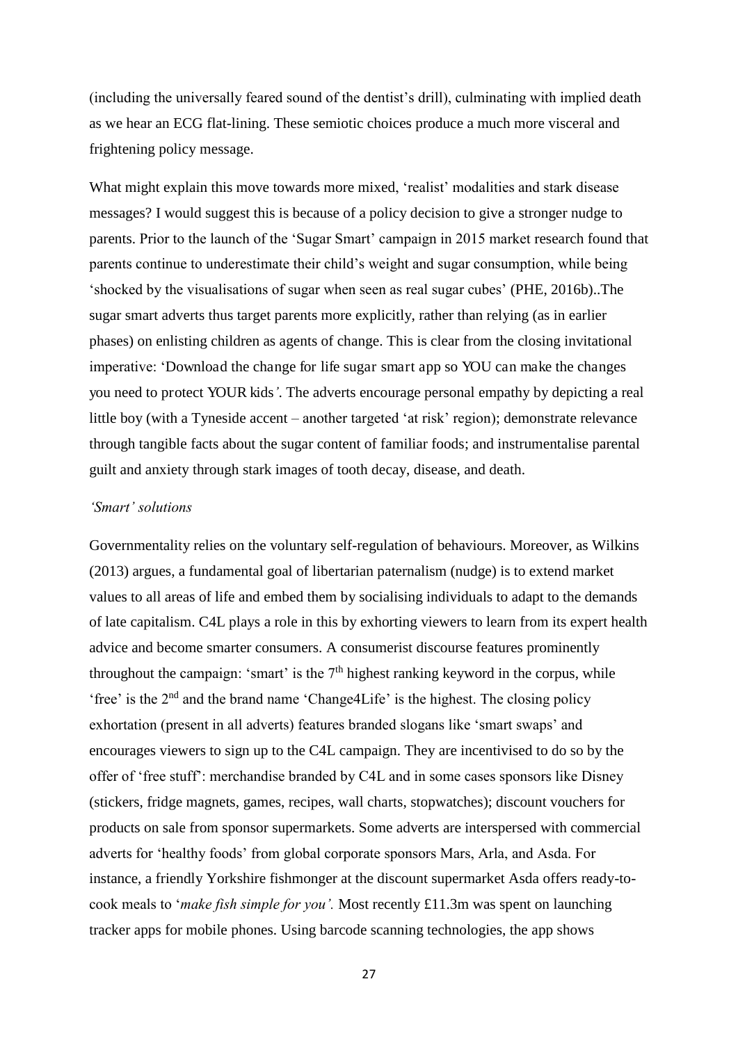(including the universally feared sound of the dentist's drill), culminating with implied death as we hear an ECG flat-lining. These semiotic choices produce a much more visceral and frightening policy message.

What might explain this move towards more mixed, 'realist' modalities and stark disease messages? I would suggest this is because of a policy decision to give a stronger nudge to parents. Prior to the launch of the 'Sugar Smart' campaign in 2015 market research found that parents continue to underestimate their child's weight and sugar consumption, while being 'shocked by the visualisations of sugar when seen as real sugar cubes' (PHE, 2016b)..The sugar smart adverts thus target parents more explicitly, rather than relying (as in earlier phases) on enlisting children as agents of change. This is clear from the closing invitational imperative: 'Download the change for life sugar smart app so YOU can make the changes you need to protect YOUR kids*'*. The adverts encourage personal empathy by depicting a real little boy (with a Tyneside accent – another targeted 'at risk' region); demonstrate relevance through tangible facts about the sugar content of familiar foods; and instrumentalise parental guilt and anxiety through stark images of tooth decay, disease, and death.

*'Smart' solutions*

Governmentality relies on the voluntary self-regulation of behaviours. Moreover, as Wilkins (2013) argues, a fundamental goal of libertarian paternalism (nudge) is to extend market values to all areas of life and embed them by socialising individuals to adapt to the demands of late capitalism. C4L plays a role in this by exhorting viewers to learn from its expert health advice and become smarter consumers. A consumerist discourse features prominently throughout the campaign: 'smart' is the 7th highest ranking keyword in the corpus, while 'free' is the 2nd and the brand name 'Change4Life' is the highest. The closing policy exhortation (present in all adverts) features branded slogans like 'smart swaps' and encourages viewers to sign up to the C4L campaign. They are incentivised to do so by the offer of 'free stuff': merchandise branded by C4L and in some cases sponsors like Disney (stickers, fridge magnets, games, recipes, wall charts, stopwatches); discount vouchers for products on sale from sponsor supermarkets. Some adverts are interspersed with commercial adverts for 'healthy foods' from global corporate sponsors Mars, Arla, and Asda. For instance, a friendly Yorkshire fishmonger at the discount supermarket Asda offers ready-to-cook meals to '*make fish simple for you'.* Most recently £11.3m was spent on launching tracker apps for mobile phones. Using barcode scanning technologies, the app shows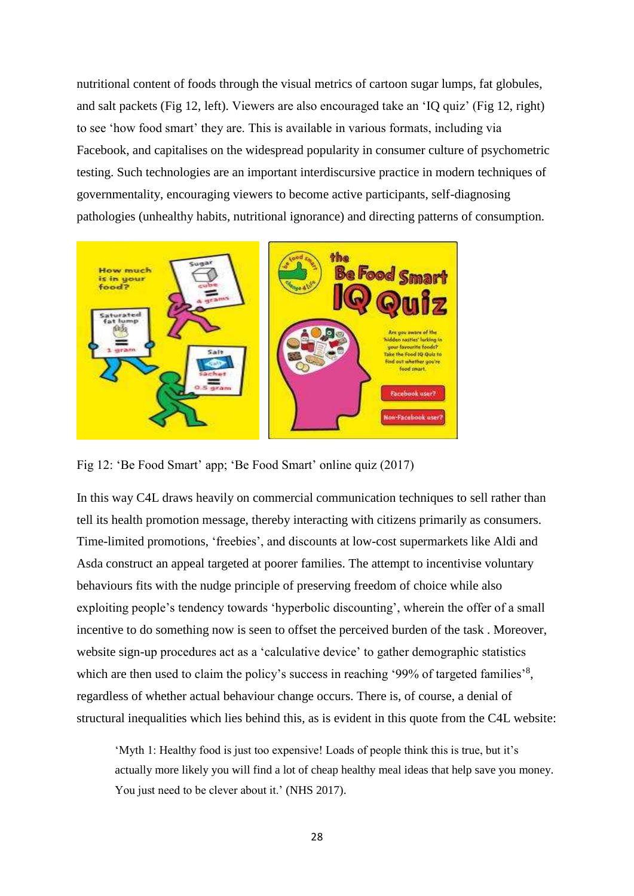nutritional content of foods through the visual metrics of cartoon sugar lumps, fat globules, and salt packets (Fig 12, left). Viewers are also encouraged take an 'IQ quiz' (Fig 12, right) to see 'how food smart' they are. This is available in various formats, including via Facebook, and capitalises on the widespread popularity in consumer culture of psychometric testing. Such technologies are an important interdiscursive practice in modern techniques of governmentality, encouraging viewers to become active participants, self-diagnosing pathologies (unhealthy habits, nutritional ignorance) and directing patterns of consumption.

Fig 12: 'Be Food Smart' app; 'Be Food Smart' online quiz (2017)

In this way C4L draws heavily on commercial communication techniques to sell rather than tell its health promotion message, thereby interacting with citizens primarily as consumers. Time-limited promotions, 'freebies', and discounts at low-cost supermarkets like Aldi and Asda construct an appeal targeted at poorer families. The attempt to incentivise voluntary behaviours fits with the nudge principle of preserving freedom of choice while also exploiting people's tendency towards 'hyperbolic discounting', wherein the offer of a small incentive to do something now is seen to offset the perceived burden of the task . Moreover, website sign-up procedures act as a 'calculative device' to gather demographic statistics which are then used to claim the policy's success in reaching '99% of targeted families'[8], regardless of whether actual behaviour change occurs. There is, of course, a denial of structural inequalities which lies behind this, as is evident in this quote from the C4L website:

> 'Myth 1: Healthy food is just too expensive! Loads of people think this is true, but it's actually more likely you will find a lot of cheap healthy meal ideas that help save you money. You just need to be clever about it.' (NHS 2017).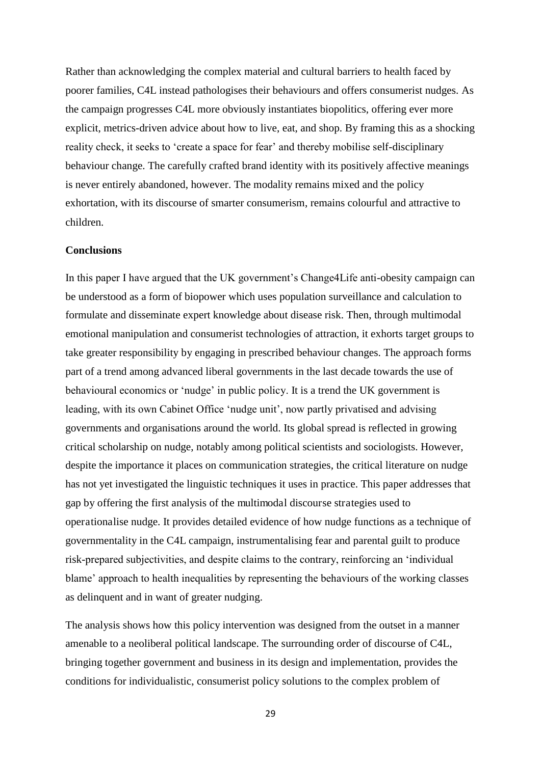Rather than acknowledging the complex material and cultural barriers to health faced by poorer families, C4L instead pathologises their behaviours and offers consumerist nudges. As the campaign progresses C4L more obviously instantiates biopolitics, offering ever more explicit, metrics-driven advice about how to live, eat, and shop. By framing this as a shocking reality check, it seeks to 'create a space for fear' and thereby mobilise self-disciplinary behaviour change. The carefully crafted brand identity with its positively affective meanings is never entirely abandoned, however. The modality remains mixed and the policy exhortation, with its discourse of smarter consumerism, remains colourful and attractive to children.

**Conclusions**

In this paper I have argued that the UK government's Change4Life anti-obesity campaign can be understood as a form of biopower which uses population surveillance and calculation to formulate and disseminate expert knowledge about disease risk. Then, through multimodal emotional manipulation and consumerist technologies of attraction, it exhorts target groups to take greater responsibility by engaging in prescribed behaviour changes. The approach forms part of a trend among advanced liberal governments in the last decade towards the use of behavioural economics or 'nudge' in public policy. It is a trend the UK government is leading, with its own Cabinet Office 'nudge unit', now partly privatised and advising governments and organisations around the world. Its global spread is reflected in growing critical scholarship on nudge, notably among political scientists and sociologists. However, despite the importance it places on communication strategies, the critical literature on nudge has not yet investigated the linguistic techniques it uses in practice. This paper addresses that gap by offering the first analysis of the multimodal discourse strategies used to operationalise nudge. It provides detailed evidence of how nudge functions as a technique of governmentality in the C4L campaign, instrumentalising fear and parental guilt to produce risk-prepared subjectivities, and despite claims to the contrary, reinforcing an 'individual blame' approach to health inequalities by representing the behaviours of the working classes as delinquent and in want of greater nudging.

The analysis shows how this policy intervention was designed from the outset in a manner amenable to a neoliberal political landscape. The surrounding order of discourse of C4L, bringing together government and business in its design and implementation, provides the conditions for individualistic, consumerist policy solutions to the complex problem of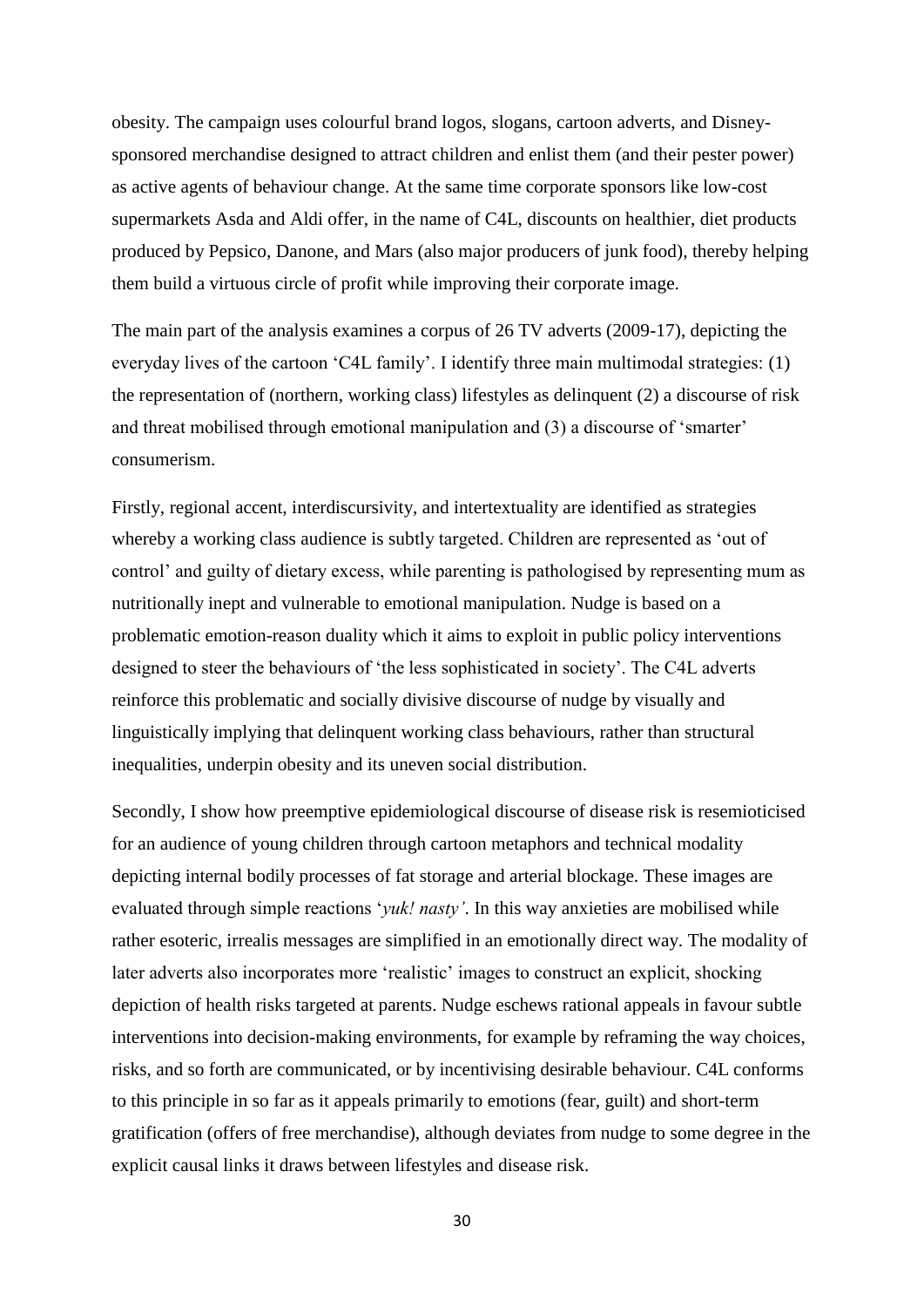obesity. The campaign uses colourful brand logos, slogans, cartoon adverts, and Disney-sponsored merchandise designed to attract children and enlist them (and their pester power) as active agents of behaviour change. At the same time corporate sponsors like low-cost supermarkets Asda and Aldi offer, in the name of C4L, discounts on healthier, diet products produced by Pepsico, Danone, and Mars (also major producers of junk food), thereby helping them build a virtuous circle of profit while improving their corporate image.

The main part of the analysis examines a corpus of 26 TV adverts (2009-17), depicting the everyday lives of the cartoon 'C4L family'. I identify three main multimodal strategies: (1) the representation of (northern, working class) lifestyles as delinquent (2) a discourse of risk and threat mobilised through emotional manipulation and (3) a discourse of 'smarter' consumerism.

Firstly, regional accent, interdiscursivity, and intertextuality are identified as strategies whereby a working class audience is subtly targeted. Children are represented as 'out of control' and guilty of dietary excess, while parenting is pathologised by representing mum as nutritionally inept and vulnerable to emotional manipulation. Nudge is based on a problematic emotion-reason duality which it aims to exploit in public policy interventions designed to steer the behaviours of 'the less sophisticated in society'. The C4L adverts reinforce this problematic and socially divisive discourse of nudge by visually and linguistically implying that delinquent working class behaviours, rather than structural inequalities, underpin obesity and its uneven social distribution.

Secondly, I show how preemptive epidemiological discourse of disease risk is resemioticised for an audience of young children through cartoon metaphors and technical modality depicting internal bodily processes of fat storage and arterial blockage. These images are evaluated through simple reactions '*yuk! nasty'*. In this way anxieties are mobilised while rather esoteric, irrealis messages are simplified in an emotionally direct way. The modality of later adverts also incorporates more 'realistic' images to construct an explicit, shocking depiction of health risks targeted at parents. Nudge eschews rational appeals in favour subtle interventions into decision-making environments, for example by reframing the way choices, risks, and so forth are communicated, or by incentivising desirable behaviour. C4L conforms to this principle in so far as it appeals primarily to emotions (fear, guilt) and short-term gratification (offers of free merchandise), although deviates from nudge to some degree in the explicit causal links it draws between lifestyles and disease risk.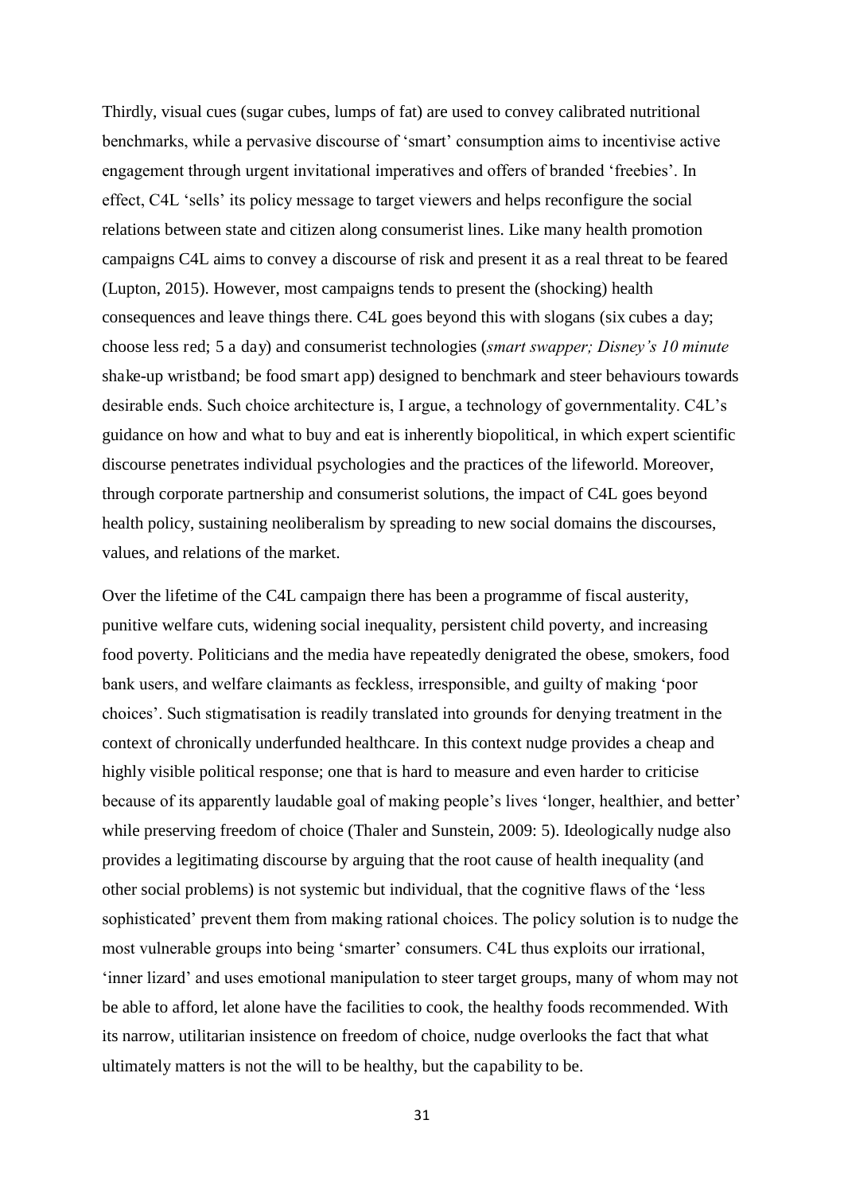Thirdly, visual cues (sugar cubes, lumps of fat) are used to convey calibrated nutritional benchmarks, while a pervasive discourse of 'smart' consumption aims to incentivise active engagement through urgent invitational imperatives and offers of branded 'freebies'. In effect, C4L 'sells' its policy message to target viewers and helps reconfigure the social relations between state and citizen along consumerist lines. Like many health promotion campaigns C4L aims to convey a discourse of risk and present it as a real threat to be feared (Lupton, 2015). However, most campaigns tends to present the (shocking) health consequences and leave things there. C4L goes beyond this with slogans (six cubes a day; choose less red; 5 a day) and consumerist technologies (*smart swapper; Disney's 10 minute* shake-up wristband; be food smart app) designed to benchmark and steer behaviours towards desirable ends. Such choice architecture is, I argue, a technology of governmentality. C4L's guidance on how and what to buy and eat is inherently biopolitical, in which expert scientific discourse penetrates individual psychologies and the practices of the lifeworld. Moreover, through corporate partnership and consumerist solutions, the impact of C4L goes beyond health policy, sustaining neoliberalism by spreading to new social domains the discourses, values, and relations of the market.

Over the lifetime of the C4L campaign there has been a programme of fiscal austerity, punitive welfare cuts, widening social inequality, persistent child poverty, and increasing food poverty. Politicians and the media have repeatedly denigrated the obese, smokers, food bank users, and welfare claimants as feckless, irresponsible, and guilty of making 'poor choices'. Such stigmatisation is readily translated into grounds for denying treatment in the context of chronically underfunded healthcare. In this context nudge provides a cheap and highly visible political response; one that is hard to measure and even harder to criticise because of its apparently laudable goal of making people's lives 'longer, healthier, and better' while preserving freedom of choice (Thaler and Sunstein, 2009: 5). Ideologically nudge also provides a legitimating discourse by arguing that the root cause of health inequality (and other social problems) is not systemic but individual, that the cognitive flaws of the 'less sophisticated' prevent them from making rational choices. The policy solution is to nudge the most vulnerable groups into being 'smarter' consumers. C4L thus exploits our irrational, 'inner lizard' and uses emotional manipulation to steer target groups, many of whom may not be able to afford, let alone have the facilities to cook, the healthy foods recommended. With its narrow, utilitarian insistence on freedom of choice, nudge overlooks the fact that what ultimately matters is not the will to be healthy, but the capability to be.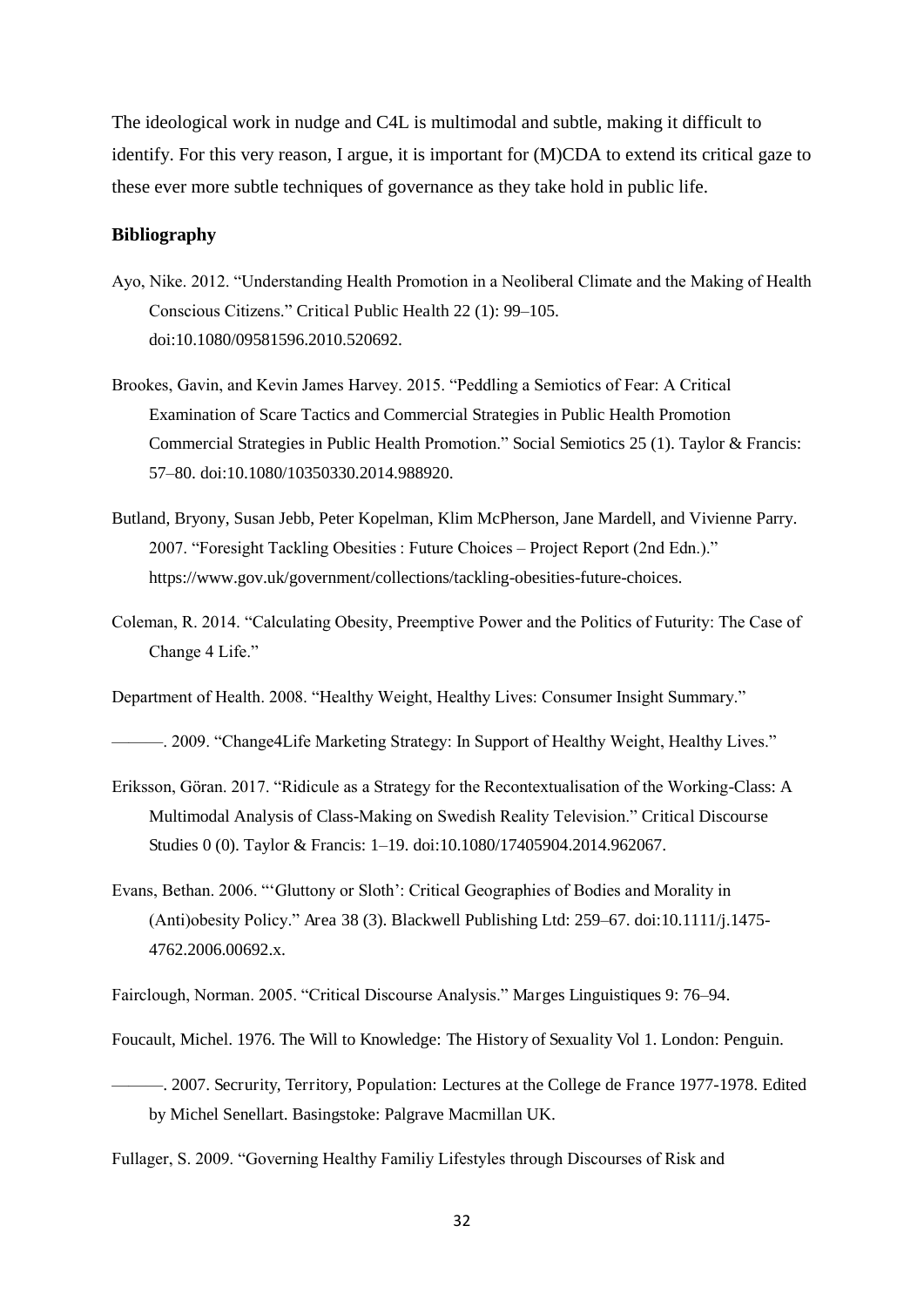The ideological work in nudge and C4L is multimodal and subtle, making it difficult to identify. For this very reason, I argue, it is important for (M)CDA to extend its critical gaze to these ever more subtle techniques of governance as they take hold in public life.

**Bibliography**

Ayo, Nike. 2012. "Understanding Health Promotion in a Neoliberal Climate and the Making of Health Conscious Citizens." Critical Public Health 22 (1): 99–105. doi:10.1080/09581596.2010.520692.

Brookes, Gavin, and Kevin James Harvey. 2015. "Peddling a Semiotics of Fear: A Critical Examination of Scare Tactics and Commercial Strategies in Public Health Promotion Commercial Strategies in Public Health Promotion." Social Semiotics 25 (1). Taylor & Francis: 57–80. doi:10.1080/10350330.2014.988920.

Butland, Bryony, Susan Jebb, Peter Kopelman, Klim McPherson, Jane Mardell, and Vivienne Parry. 2007. "Foresight Tackling Obesities : Future Choices – Project Report (2nd Edn.)." https://www.gov.uk/government/collections/tackling-obesities-future-choices.

Coleman, R. 2014. "Calculating Obesity, Preemptive Power and the Politics of Futurity: The Case of Change 4 Life."

Department of Health. 2008. "Healthy Weight, Healthy Lives: Consumer Insight Summary."

———. 2009. "Change4Life Marketing Strategy: In Support of Healthy Weight, Healthy Lives."

Eriksson, Göran. 2017. "Ridicule as a Strategy for the Recontextualisation of the Working-Class: A Multimodal Analysis of Class-Making on Swedish Reality Television." Critical Discourse Studies 0 (0). Taylor & Francis: 1–19. doi:10.1080/17405904.2014.962067.

Evans, Bethan. 2006. "'Gluttony or Sloth': Critical Geographies of Bodies and Morality in (Anti)obesity Policy." Area 38 (3). Blackwell Publishing Ltd: 259–67. doi:10.1111/j.1475-4762.2006.00692.x.

Fairclough, Norman. 2005. "Critical Discourse Analysis." Marges Linguistiques 9: 76–94.

Foucault, Michel. 1976. The Will to Knowledge: The History of Sexuality Vol 1. London: Penguin.

———. 2007. Secrurity, Territory, Population: Lectures at the College de France 1977-1978. Edited by Michel Senellart. Basingstoke: Palgrave Macmillan UK.

Fullager, S. 2009. "Governing Healthy Familiy Lifestyles through Discourses of Risk and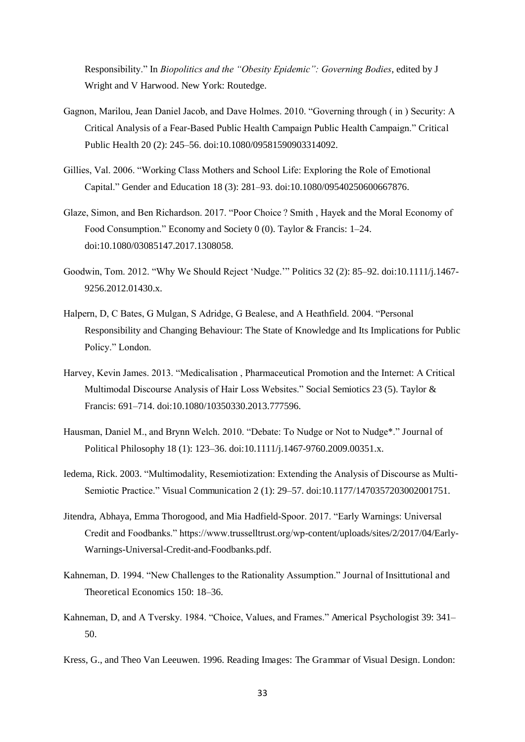Responsibility." In *Biopolitics and the "Obesity Epidemic": Governing Bodies*, edited by J Wright and V Harwood. New York: Routedge.

Gagnon, Marilou, Jean Daniel Jacob, and Dave Holmes. 2010. "Governing through ( in ) Security: A Critical Analysis of a Fear-Based Public Health Campaign Public Health Campaign." Critical Public Health 20 (2): 245–56. doi:10.1080/09581590903314092.

Gillies, Val. 2006. "Working Class Mothers and School Life: Exploring the Role of Emotional Capital." Gender and Education 18 (3): 281–93. doi:10.1080/09540250600667876.

Glaze, Simon, and Ben Richardson. 2017. "Poor Choice ? Smith , Hayek and the Moral Economy of Food Consumption." Economy and Society 0 (0). Taylor & Francis: 1–24. doi:10.1080/03085147.2017.1308058.

Goodwin, Tom. 2012. "Why We Should Reject 'Nudge.'" Politics 32 (2): 85–92. doi:10.1111/j.1467-9256.2012.01430.x.

Halpern, D, C Bates, G Mulgan, S Adridge, G Bealese, and A Heathfield. 2004. "Personal Responsibility and Changing Behaviour: The State of Knowledge and Its Implications for Public Policy." London.

Harvey, Kevin James. 2013. "Medicalisation , Pharmaceutical Promotion and the Internet: A Critical Multimodal Discourse Analysis of Hair Loss Websites." Social Semiotics 23 (5). Taylor & Francis: 691–714. doi:10.1080/10350330.2013.777596.

Hausman, Daniel M., and Brynn Welch. 2010. "Debate: To Nudge or Not to Nudge*." Journal of Political Philosophy 18 (1): 123–36. doi:10.1111/j.1467-9760.2009.00351.x.

Iedema, Rick. 2003. "Multimodality, Resemiotization: Extending the Analysis of Discourse as Multi-Semiotic Practice." Visual Communication 2 (1): 29–57. doi:10.1177/1470357203002001751.

Jitendra, Abhaya, Emma Thorogood, and Mia Hadfield-Spoor. 2017. "Early Warnings: Universal Credit and Foodbanks." https://www.trusselltrust.org/wp-content/uploads/sites/2/2017/04/Early-Warnings-Universal-Credit-and-Foodbanks.pdf.

Kahneman, D. 1994. "New Challenges to the Rationality Assumption." Journal of Insittutional and Theoretical Economics 150: 18–36.

Kahneman, D, and A Tversky. 1984. "Choice, Values, and Frames." Americal Psychologist 39: 341–50.

Kress, G., and Theo Van Leeuwen. 1996. Reading Images: The Grammar of Visual Design. London: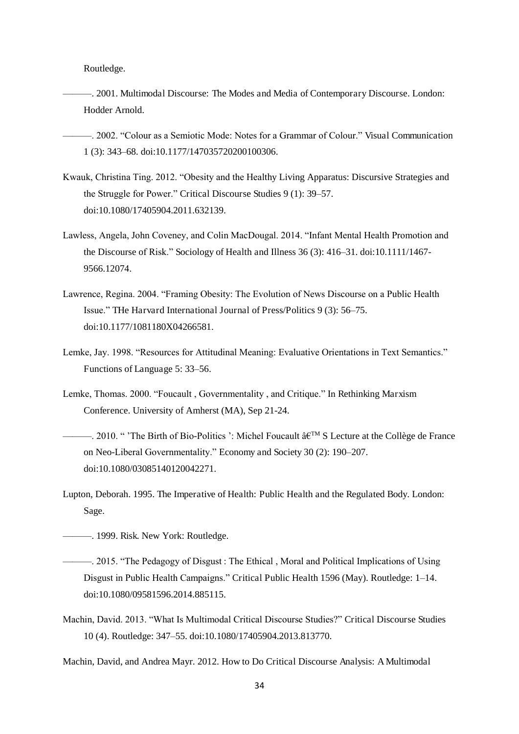Routledge.

———. 2001. Multimodal Discourse: The Modes and Media of Contemporary Discourse. London: Hodder Arnold.

———. 2002. “Colour as a Semiotic Mode: Notes for a Grammar of Colour.” Visual Communication 1 (3): 343–68. doi:10.1177/147035720200100306.

Kwauk, Christina Ting. 2012. “Obesity and the Healthy Living Apparatus: Discursive Strategies and the Struggle for Power.” Critical Discourse Studies 9 (1): 39–57. doi:10.1080/17405904.2011.632139.

Lawless, Angela, John Coveney, and Colin MacDougal. 2014. “Infant Mental Health Promotion and the Discourse of Risk.” Sociology of Health and Illness 36 (3): 416–31. doi:10.1111/1467-9566.12074.

Lawrence, Regina. 2004. “Framing Obesity: The Evolution of News Discourse on a Public Health Issue.” THe Harvard International Journal of Press/Politics 9 (3): 56–75. doi:10.1177/1081180X04266581.

Lemke, Jay. 1998. “Resources for Attitudinal Meaning: Evaluative Orientations in Text Semantics.” Functions of Language 5: 33–56.

Lemke, Thomas. 2000. “Foucault , Governmentality , and Critique.” In Rethinking Marxism Conference. University of Amherst (MA), Sep 21-24.

———. 2010. “ ’The Birth of Bio-Politics ’: Michel Foucault â€™ S Lecture at the Collège de France on Neo-Liberal Governmentality.” Economy and Society 30 (2): 190–207. doi:10.1080/03085140120042271.

Lupton, Deborah. 1995. The Imperative of Health: Public Health and the Regulated Body. London: Sage.

———. 1999. Risk. New York: Routledge.

———. 2015. “The Pedagogy of Disgust : The Ethical , Moral and Political Implications of Using Disgust in Public Health Campaigns.” Critical Public Health 1596 (May). Routledge: 1–14. doi:10.1080/09581596.2014.885115.

Machin, David. 2013. “What Is Multimodal Critical Discourse Studies?” Critical Discourse Studies 10 (4). Routledge: 347–55. doi:10.1080/17405904.2013.813770.

Machin, David, and Andrea Mayr. 2012. How to Do Critical Discourse Analysis: A Multimodal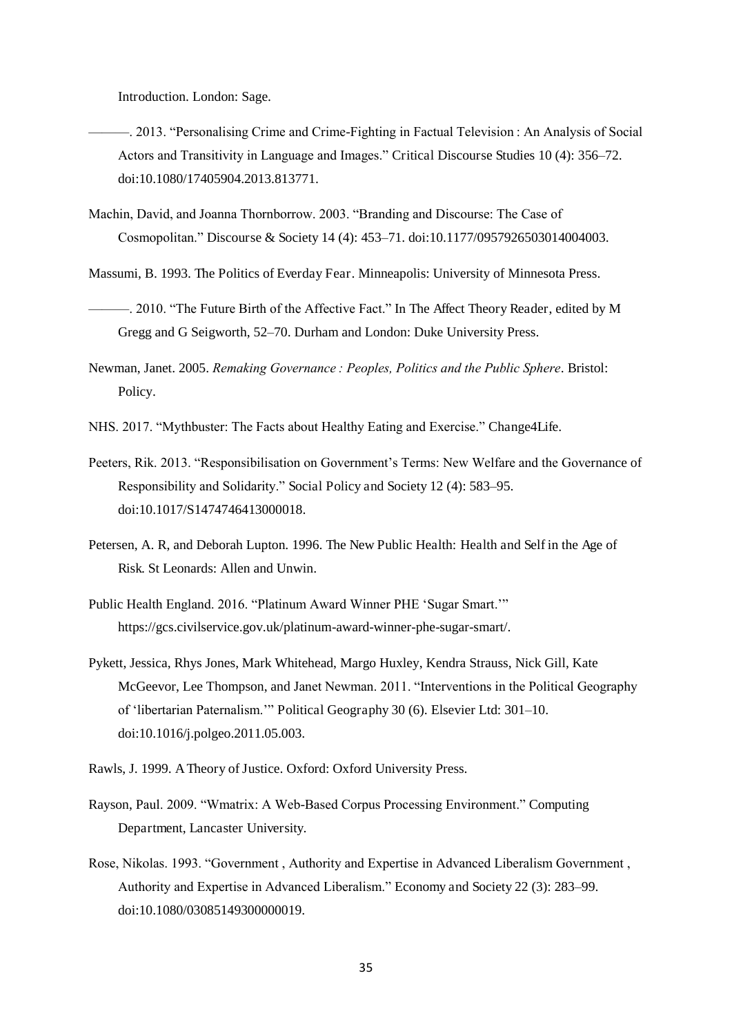Introduction. London: Sage.

———. 2013. "Personalising Crime and Crime-Fighting in Factual Television : An Analysis of Social Actors and Transitivity in Language and Images." Critical Discourse Studies 10 (4): 356–72. doi:10.1080/17405904.2013.813771.

Machin, David, and Joanna Thornborrow. 2003. "Branding and Discourse: The Case of Cosmopolitan." Discourse & Society 14 (4): 453–71. doi:10.1177/0957926503014004003.

Massumi, B. 1993. The Politics of Everday Fear. Minneapolis: University of Minnesota Press.

———. 2010. "The Future Birth of the Affective Fact." In The Affect Theory Reader, edited by M Gregg and G Seigworth, 52–70. Durham and London: Duke University Press.

Newman, Janet. 2005. *Remaking Governance : Peoples, Politics and the Public Sphere*. Bristol: Policy.

NHS. 2017. "Mythbuster: The Facts about Healthy Eating and Exercise." Change4Life.

Peeters, Rik. 2013. "Responsibilisation on Government's Terms: New Welfare and the Governance of Responsibility and Solidarity." Social Policy and Society 12 (4): 583–95. doi:10.1017/S1474746413000018.

Petersen, A. R, and Deborah Lupton. 1996. The New Public Health: Health and Self in the Age of Risk. St Leonards: Allen and Unwin.

Public Health England. 2016. "Platinum Award Winner PHE 'Sugar Smart.'" https://gcs.civilservice.gov.uk/platinum-award-winner-phe-sugar-smart/.

Pykett, Jessica, Rhys Jones, Mark Whitehead, Margo Huxley, Kendra Strauss, Nick Gill, Kate McGeevor, Lee Thompson, and Janet Newman. 2011. "Interventions in the Political Geography of 'libertarian Paternalism.'" Political Geography 30 (6). Elsevier Ltd: 301–10. doi:10.1016/j.polgeo.2011.05.003.

Rawls, J. 1999. A Theory of Justice. Oxford: Oxford University Press.

Rayson, Paul. 2009. "Wmatrix: A Web-Based Corpus Processing Environment." Computing Department, Lancaster University.

Rose, Nikolas. 1993. "Government , Authority and Expertise in Advanced Liberalism Government , Authority and Expertise in Advanced Liberalism." Economy and Society 22 (3): 283–99. doi:10.1080/03085149300000019.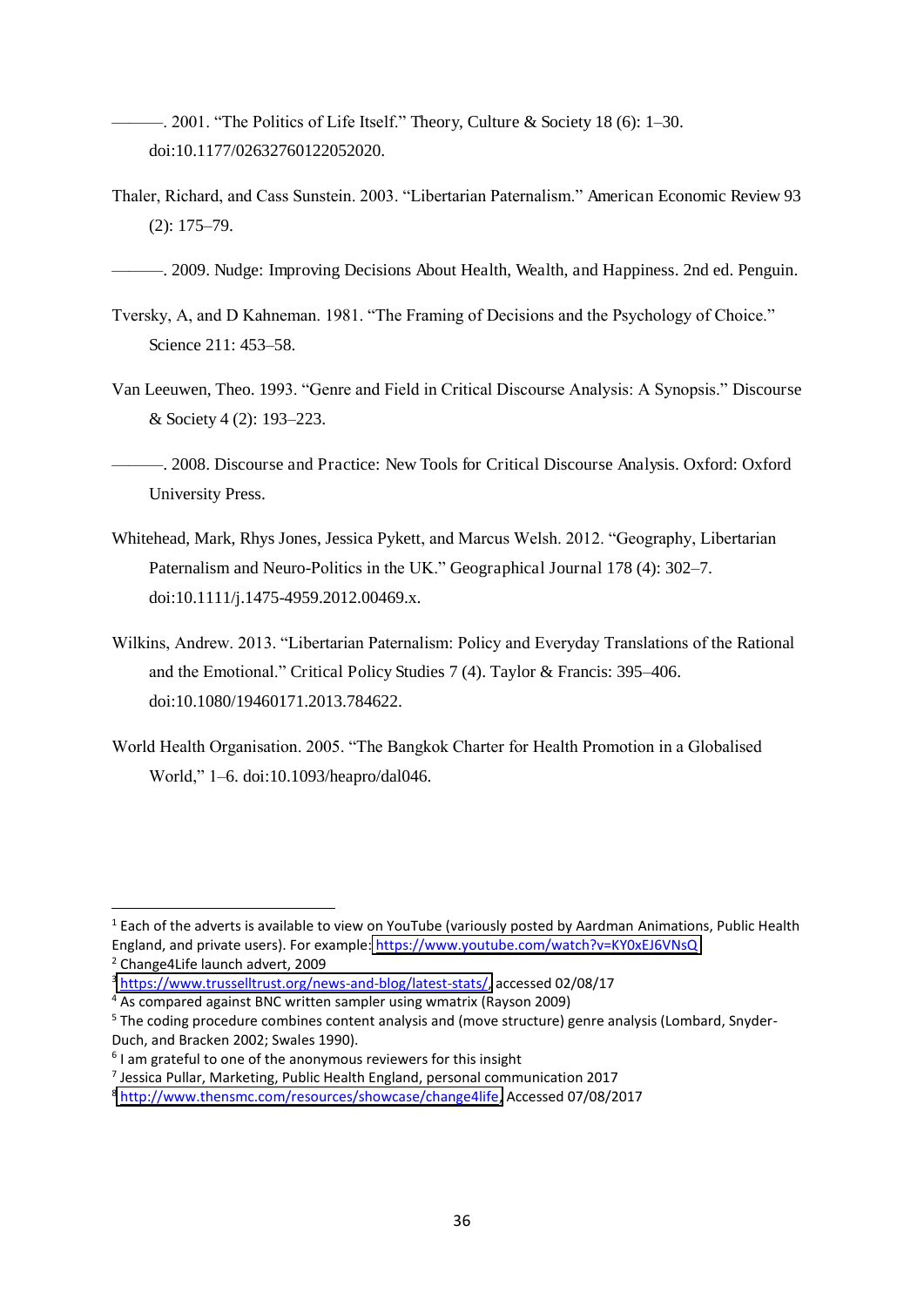———. 2001. “The Politics of Life Itself.” Theory, Culture & Society 18 (6): 1–30. doi:10.1177/02632760122052020.

Thaler, Richard, and Cass Sunstein. 2003. “Libertarian Paternalism.” American Economic Review 93 (2): 175–79.

———. 2009. Nudge: Improving Decisions About Health, Wealth, and Happiness. 2nd ed. Penguin.

Tversky, A, and D Kahneman. 1981. “The Framing of Decisions and the Psychology of Choice.” Science 211: 453–58.

Van Leeuwen, Theo. 1993. “Genre and Field in Critical Discourse Analysis: A Synopsis.” Discourse & Society 4 (2): 193–223.

———. 2008. Discourse and Practice: New Tools for Critical Discourse Analysis. Oxford: Oxford University Press.

Whitehead, Mark, Rhys Jones, Jessica Pykett, and Marcus Welsh. 2012. “Geography, Libertarian Paternalism and Neuro-Politics in the UK.” Geographical Journal 178 (4): 302–7. doi:10.1111/j.1475-4959.2012.00469.x.

Wilkins, Andrew. 2013. “Libertarian Paternalism: Policy and Everyday Translations of the Rational and the Emotional.” Critical Policy Studies 7 (4). Taylor & Francis: 395–406. doi:10.1080/19460171.2013.784622.

World Health Organisation. 2005. “The Bangkok Charter for Health Promotion in a Globalised World,” 1–6. doi:10.1093/heapro/dal046.

---

[1] Each of the adverts is available to view on YouTube (variously posted by Aardman Animations, Public Health England, and private users). For example: https://www.youtube.com/watch?v=KY0xEJ6VNsQ

[2] Change4Life launch advert, 2009

[3] https://www.trusselltrust.org/news-and-blog/latest-stats/, accessed 02/08/17

[4] As compared against BNC written sampler using wmatrix (Rayson 2009)

[5] The coding procedure combines content analysis and (move structure) genre analysis (Lombard, Snyder-Duch, and Bracken 2002; Swales 1990).

[6] I am grateful to one of the anonymous reviewers for this insight

[7] Jessica Pullar, Marketing, Public Health England, personal communication 2017

[8] http://www.thensmc.com/resources/showcase/change4life, Accessed 07/08/2017